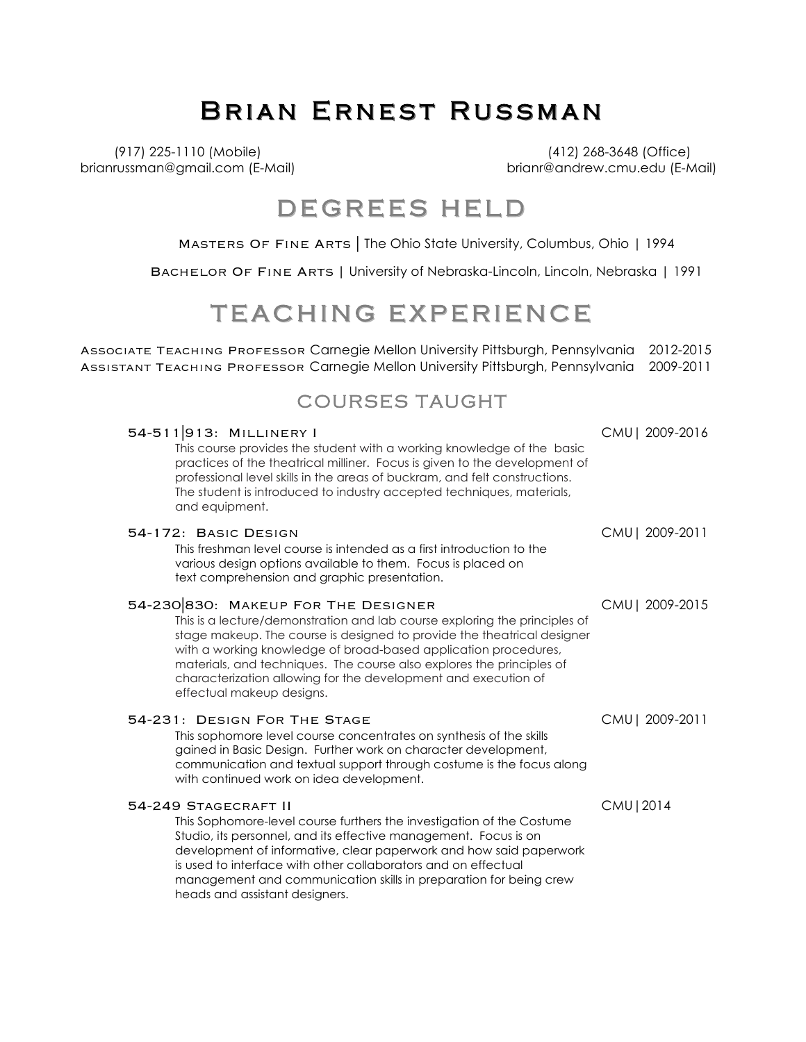# Brian Ernest Russman

(917) 225-1110 (Mobile)
brianrussman@gmail.com (E-Mail)

(412) 268-3648 (Office)
brianr@andrew.cmu.edu (E-Mail)

## DEGREES HELD

Masters Of Fine Arts | The Ohio State University, Columbus, Ohio | 1994

Bachelor Of Fine Arts | University of Nebraska-Lincoln, Lincoln, Nebraska | 1991

## TEACHING EXPERIENCE

Associate Teaching Professor Carnegie Mellon University Pittsburgh, Pennsylvania 2012-2015
Assistant Teaching Professor Carnegie Mellon University Pittsburgh, Pennsylvania 2009-2011

### COURSES TAUGHT

**54-511|913: Millinery I** CMU| 2009-2016

This course provides the student with a working knowledge of the basic practices of the theatrical milliner. Focus is given to the development of professional level skills in the areas of buckram, and felt constructions. The student is introduced to industry accepted techniques, materials, and equipment.

**54-172: Basic Design** CMU| 2009-2011

This freshman level course is intended as a first introduction to the various design options available to them. Focus is placed on text comprehension and graphic presentation.

**54-230|830: Makeup For The Designer** CMU| 2009-2015

This is a lecture/demonstration and lab course exploring the principles of stage makeup. The course is designed to provide the theatrical designer with a working knowledge of broad-based application procedures, materials, and techniques. The course also explores the principles of characterization allowing for the development and execution of effectual makeup designs.

**54-231: Design For The Stage** CMU| 2009-2011

This sophomore level course concentrates on synthesis of the skills gained in Basic Design. Further work on character development, communication and textual support through costume is the focus along with continued work on idea development.

**54-249 Stagecraft II** CMU|2014

This Sophomore-level course furthers the investigation of the Costume Studio, its personnel, and its effective management. Focus is on development of informative, clear paperwork and how said paperwork is used to interface with other collaborators and on effectual management and communication skills in preparation for being crew heads and assistant designers.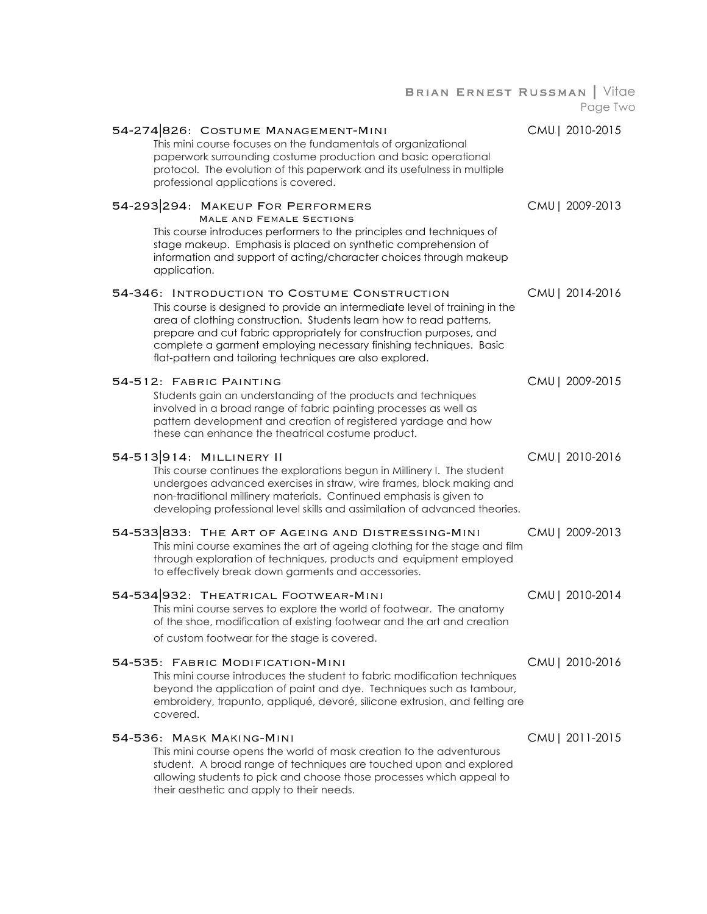**54-274|826: Costume Management-Mini** — CMU | 2010-2015

This mini course focuses on the fundamentals of organizational paperwork surrounding costume production and basic operational protocol. The evolution of this paperwork and its usefulness in multiple professional applications is covered.

**54-293|294: Makeup For Performers** — CMU | 2009-2013
Male and Female Sections

This course introduces performers to the principles and techniques of stage makeup. Emphasis is placed on synthetic comprehension of information and support of acting/character choices through makeup application.

**54-346: Introduction to Costume Construction** — CMU | 2014-2016

This course is designed to provide an intermediate level of training in the area of clothing construction. Students learn how to read patterns, prepare and cut fabric appropriately for construction purposes, and complete a garment employing necessary finishing techniques. Basic flat-pattern and tailoring techniques are also explored.

**54-512: Fabric Painting** — CMU | 2009-2015

Students gain an understanding of the products and techniques involved in a broad range of fabric painting processes as well as pattern development and creation of registered yardage and how these can enhance the theatrical costume product.

**54-513|914: Millinery II** — CMU | 2010-2016

This course continues the explorations begun in Millinery I. The student undergoes advanced exercises in straw, wire frames, block making and non-traditional millinery materials. Continued emphasis is given to developing professional level skills and assimilation of advanced theories.

**54-533|833: The Art of Ageing and Distressing-Mini** — CMU | 2009-2013

This mini course examines the art of ageing clothing for the stage and film through exploration of techniques, products and equipment employed to effectively break down garments and accessories.

**54-534|932: Theatrical Footwear-Mini** — CMU | 2010-2014

This mini course serves to explore the world of footwear. The anatomy of the shoe, modification of existing footwear and the art and creation of custom footwear for the stage is covered.

**54-535: Fabric Modification-Mini** — CMU | 2010-2016

This mini course introduces the student to fabric modification techniques beyond the application of paint and dye. Techniques such as tambour, embroidery, trapunto, appliqué, devoré, silicone extrusion, and felting are covered.

**54-536: Mask Making-Mini** — CMU | 2011-2015

This mini course opens the world of mask creation to the adventurous student. A broad range of techniques are touched upon and explored allowing students to pick and choose those processes which appeal to their aesthetic and apply to their needs.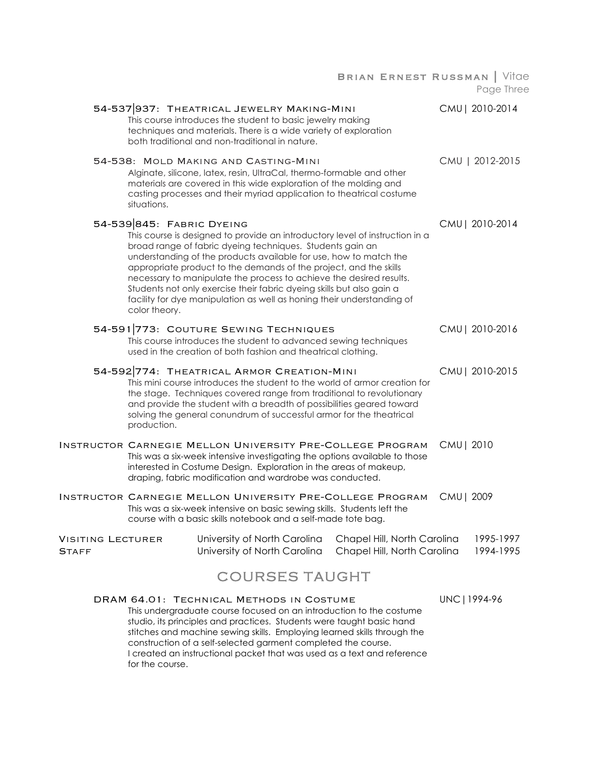**54-537|937: Theatrical Jewelry Making-Mini** — CMU | 2010-2014

This course introduces the student to basic jewelry making techniques and materials. There is a wide variety of exploration both traditional and non-traditional in nature.

**54-538: Mold Making and Casting-Mini** — CMU | 2012-2015

Alginate, silicone, latex, resin, UltraCal, thermo-formable and other materials are covered in this wide exploration of the molding and casting processes and their myriad application to theatrical costume situations.

**54-539|845: Fabric Dyeing** — CMU | 2010-2014

This course is designed to provide an introductory level of instruction in a broad range of fabric dyeing techniques. Students gain an understanding of the products available for use, how to match the appropriate product to the demands of the project, and the skills necessary to manipulate the process to achieve the desired results. Students not only exercise their fabric dyeing skills but also gain a facility for dye manipulation as well as honing their understanding of color theory.

**54-591|773: Couture Sewing Techniques** — CMU | 2010-2016

This course introduces the student to advanced sewing techniques used in the creation of both fashion and theatrical clothing.

**54-592|774: Theatrical Armor Creation-Mini** — CMU | 2010-2015

This mini course introduces the student to the world of armor creation for the stage. Techniques covered range from traditional to revolutionary and provide the student with a breadth of possibilities geared toward solving the general conundrum of successful armor for the theatrical production.

**Instructor Carnegie Mellon University Pre-College Program** — CMU | 2010

This was a six-week intensive investigating the options available to those interested in Costume Design. Exploration in the areas of makeup, draping, fabric modification and wardrobe was conducted.

**Instructor Carnegie Mellon University Pre-College Program** — CMU | 2009

This was a six-week intensive on basic sewing skills. Students left the course with a basic skills notebook and a self-made tote bag.

| | | | |
|---|---|---|---|
| **Visiting Lecturer** | University of North Carolina | Chapel Hill, North Carolina | 1995-1997 |
| **Staff** | University of North Carolina | Chapel Hill, North Carolina | 1994-1995 |

## COURSES TAUGHT

**DRAM 64.01: Technical Methods in Costume** — UNC | 1994-96

This undergraduate course focused on an introduction to the costume studio, its principles and practices. Students were taught basic hand stitches and machine sewing skills. Employing learned skills through the construction of a self-selected garment completed the course. I created an instructional packet that was used as a text and reference for the course.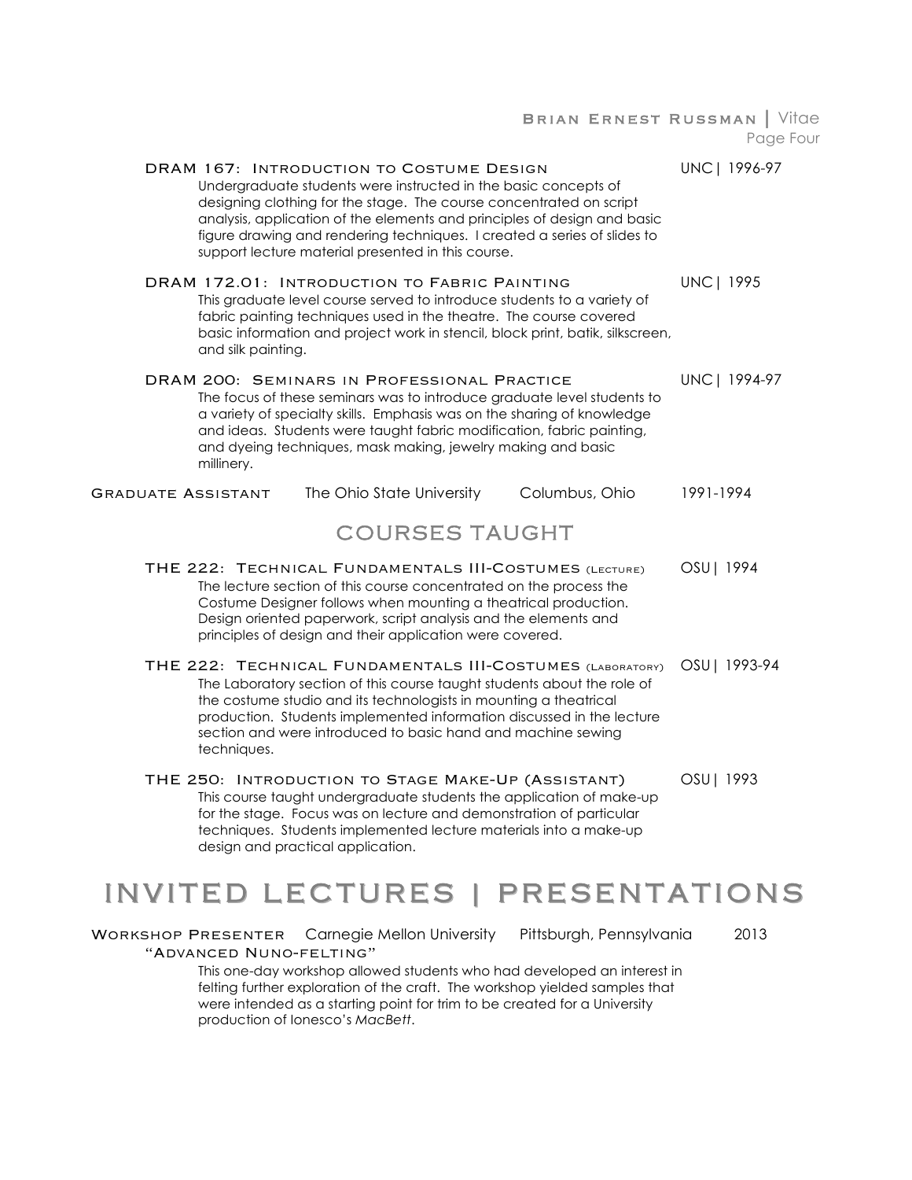**DRAM 167: Introduction to Costume Design** — UNC | 1996-97

Undergraduate students were instructed in the basic concepts of designing clothing for the stage. The course concentrated on script analysis, application of the elements and principles of design and basic figure drawing and rendering techniques. I created a series of slides to support lecture material presented in this course.

**DRAM 172.01: Introduction to Fabric Painting** — UNC | 1995

This graduate level course served to introduce students to a variety of fabric painting techniques used in the theatre. The course covered basic information and project work in stencil, block print, batik, silkscreen, and silk painting.

**DRAM 200: Seminars in Professional Practice** — UNC | 1994-97

The focus of these seminars was to introduce graduate level students to a variety of specialty skills. Emphasis was on the sharing of knowledge and ideas. Students were taught fabric modification, fabric painting, and dyeing techniques, mask making, jewelry making and basic millinery.

**Graduate Assistant** — The Ohio State University — Columbus, Ohio — 1991-1994

## COURSES TAUGHT

**THE 222: Technical Fundamentals III-Costumes (Lecture)** — OSU | 1994

The lecture section of this course concentrated on the process the Costume Designer follows when mounting a theatrical production. Design oriented paperwork, script analysis and the elements and principles of design and their application were covered.

**THE 222: Technical Fundamentals III-Costumes (Laboratory)** — OSU | 1993-94

The Laboratory section of this course taught students about the role of the costume studio and its technologists in mounting a theatrical production. Students implemented information discussed in the lecture section and were introduced to basic hand and machine sewing techniques.

**THE 250: Introduction to Stage Make-Up (Assistant)** — OSU | 1993

This course taught undergraduate students the application of make-up for the stage. Focus was on lecture and demonstration of particular techniques. Students implemented lecture materials into a make-up design and practical application.

# INVITED LECTURES | PRESENTATIONS

**Workshop Presenter** — Carnegie Mellon University — Pittsburgh, Pennsylvania — 2013

**"Advanced Nuno-felting"**

This one-day workshop allowed students who had developed an interest in felting further exploration of the craft. The workshop yielded samples that were intended as a starting point for trim to be created for a University production of Ionesco's *MacBett*.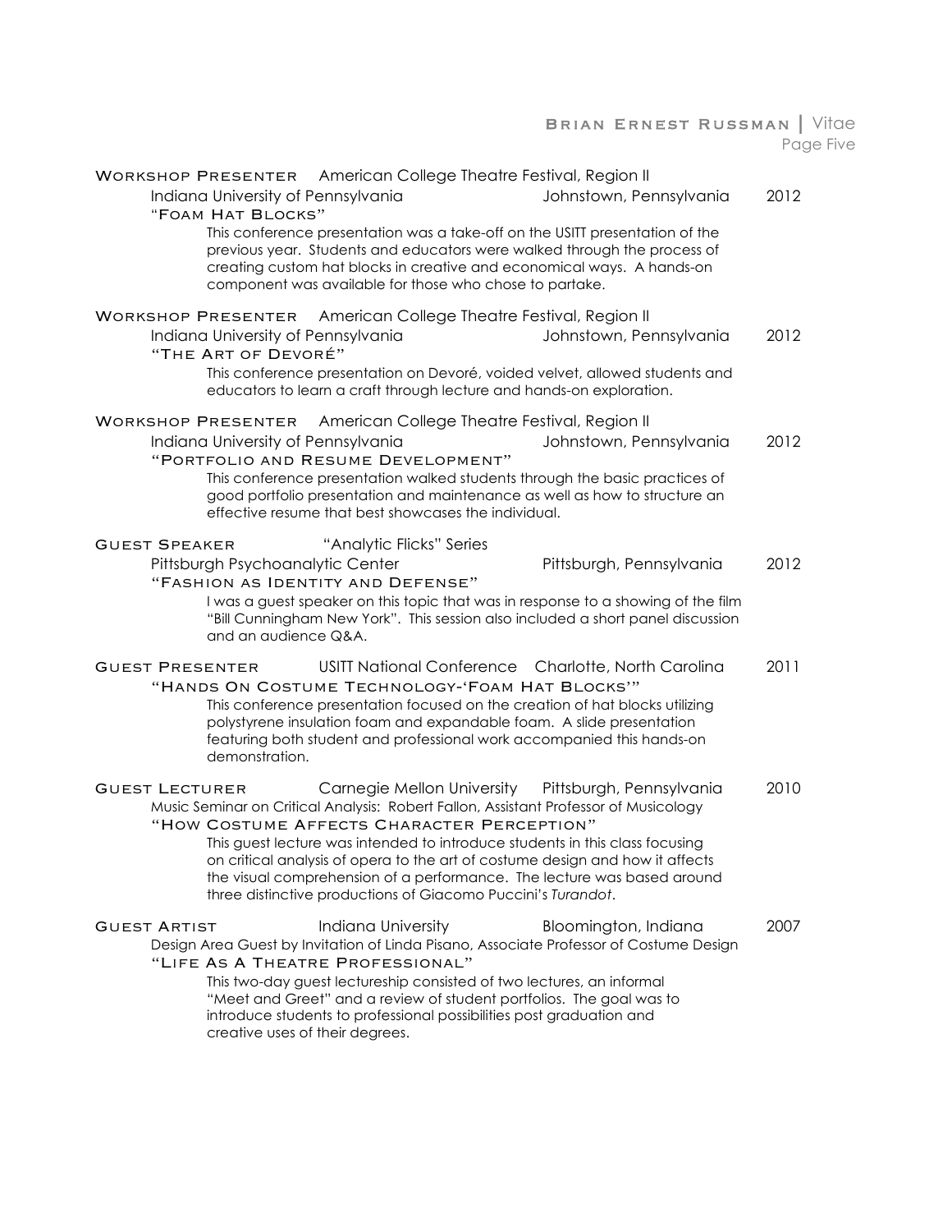**Workshop Presenter** American College Theatre Festival, Region II
Indiana University of Pennsylvania — Johnstown, Pennsylvania — 2012
"**Foam Hat Blocks**"

This conference presentation was a take-off on the USITT presentation of the previous year. Students and educators were walked through the process of creating custom hat blocks in creative and economical ways. A hands-on component was available for those who chose to partake.

**Workshop Presenter** American College Theatre Festival, Region II
Indiana University of Pennsylvania — Johnstown, Pennsylvania — 2012
"**The Art of Devoré**"

This conference presentation on Devoré, voided velvet, allowed students and educators to learn a craft through lecture and hands-on exploration.

**Workshop Presenter** American College Theatre Festival, Region II
Indiana University of Pennsylvania — Johnstown, Pennsylvania — 2012
"**Portfolio and Resume Development**"

This conference presentation walked students through the basic practices of good portfolio presentation and maintenance as well as how to structure an effective resume that best showcases the individual.

**Guest Speaker** "Analytic Flicks" Series
Pittsburgh Psychoanalytic Center — Pittsburgh, Pennsylvania — 2012
"**Fashion as Identity and Defense**"

I was a guest speaker on this topic that was in response to a showing of the film "Bill Cunningham New York". This session also included a short panel discussion and an audience Q&A.

**Guest Presenter** USITT National Conference — Charlotte, North Carolina — 2011
"**Hands On Costume Technology-'Foam Hat Blocks'**"

This conference presentation focused on the creation of hat blocks utilizing polystyrene insulation foam and expandable foam. A slide presentation featuring both student and professional work accompanied this hands-on demonstration.

**Guest Lecturer** Carnegie Mellon University — Pittsburgh, Pennsylvania — 2010
Music Seminar on Critical Analysis: Robert Fallon, Assistant Professor of Musicology
"**How Costume Affects Character Perception**"

This guest lecture was intended to introduce students in this class focusing on critical analysis of opera to the art of costume design and how it affects the visual comprehension of a performance. The lecture was based around three distinctive productions of Giacomo Puccini's *Turandot*.

**Guest Artist** Indiana University — Bloomington, Indiana — 2007
Design Area Guest by Invitation of Linda Pisano, Associate Professor of Costume Design
"**Life As A Theatre Professional**"

This two-day guest lectureship consisted of two lectures, an informal "Meet and Greet" and a review of student portfolios. The goal was to introduce students to professional possibilities post graduation and creative uses of their degrees.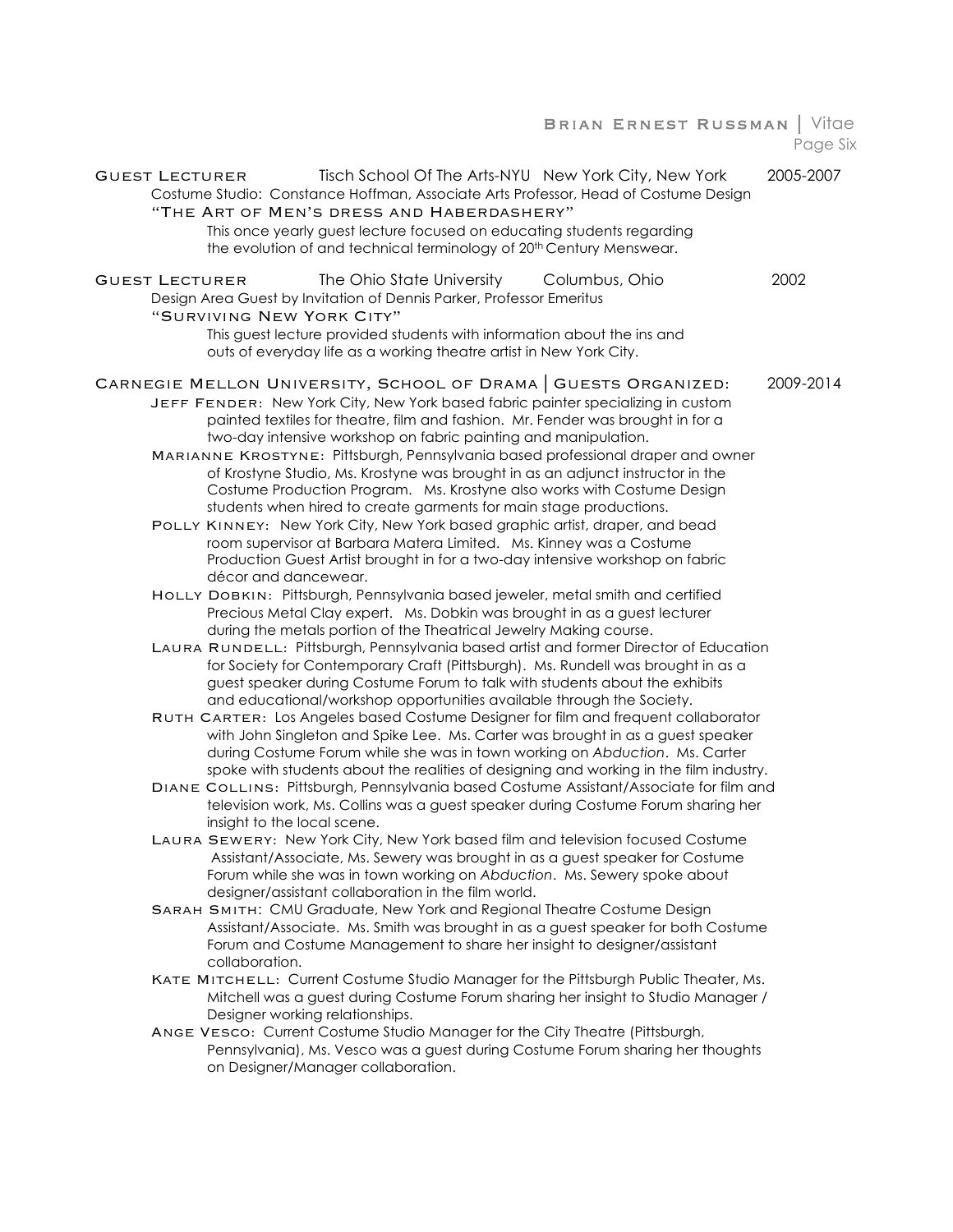**GUEST LECTURER** Tisch School Of The Arts-NYU New York City, New York 2005-2007

Costume Studio: Constance Hoffman, Associate Arts Professor, Head of Costume Design

"THE ART OF MEN'S DRESS AND HABERDASHERY"

This once yearly guest lecture focused on educating students regarding the evolution of and technical terminology of 20th Century Menswear.

**GUEST LECTURER** The Ohio State University Columbus, Ohio 2002

Design Area Guest by Invitation of Dennis Parker, Professor Emeritus

"SURVIVING NEW YORK CITY"

This guest lecture provided students with information about the ins and outs of everyday life as a working theatre artist in New York City.

**CARNEGIE MELLON UNIVERSITY, SCHOOL OF DRAMA | GUESTS ORGANIZED:** 2009-2014

- **JEFF FENDER:** New York City, New York based fabric painter specializing in custom painted textiles for theatre, film and fashion. Mr. Fender was brought in for a two-day intensive workshop on fabric painting and manipulation.
- **MARIANNE KROSTYNE:** Pittsburgh, Pennsylvania based professional draper and owner of Krostyne Studio, Ms. Krostyne was brought in as an adjunct instructor in the Costume Production Program. Ms. Krostyne also works with Costume Design students when hired to create garments for main stage productions.
- **POLLY KINNEY:** New York City, New York based graphic artist, draper, and bead room supervisor at Barbara Matera Limited. Ms. Kinney was a Costume Production Guest Artist brought in for a two-day intensive workshop on fabric décor and dancewear.
- **HOLLY DOBKIN:** Pittsburgh, Pennsylvania based jeweler, metal smith and certified Precious Metal Clay expert. Ms. Dobkin was brought in as a guest lecturer during the metals portion of the Theatrical Jewelry Making course.
- **LAURA RUNDELL:** Pittsburgh, Pennsylvania based artist and former Director of Education for Society for Contemporary Craft (Pittsburgh). Ms. Rundell was brought in as a guest speaker during Costume Forum to talk with students about the exhibits and educational/workshop opportunities available through the Society.
- **RUTH CARTER:** Los Angeles based Costume Designer for film and frequent collaborator with John Singleton and Spike Lee. Ms. Carter was brought in as a guest speaker during Costume Forum while she was in town working on *Abduction*. Ms. Carter spoke with students about the realities of designing and working in the film industry.
- **DIANE COLLINS:** Pittsburgh, Pennsylvania based Costume Assistant/Associate for film and television work, Ms. Collins was a guest speaker during Costume Forum sharing her insight to the local scene.
- **LAURA SEWERY:** New York City, New York based film and television focused Costume Assistant/Associate, Ms. Sewery was brought in as a guest speaker for Costume Forum while she was in town working on *Abduction*. Ms. Sewery spoke about designer/assistant collaboration in the film world.
- **SARAH SMITH:** CMU Graduate, New York and Regional Theatre Costume Design Assistant/Associate. Ms. Smith was brought in as a guest speaker for both Costume Forum and Costume Management to share her insight to designer/assistant collaboration.
- **KATE MITCHELL:** Current Costume Studio Manager for the Pittsburgh Public Theater, Ms. Mitchell was a guest during Costume Forum sharing her insight to Studio Manager / Designer working relationships.
- **ANGE VESCO:** Current Costume Studio Manager for the City Theatre (Pittsburgh, Pennsylvania), Ms. Vesco was a guest during Costume Forum sharing her thoughts on Designer/Manager collaboration.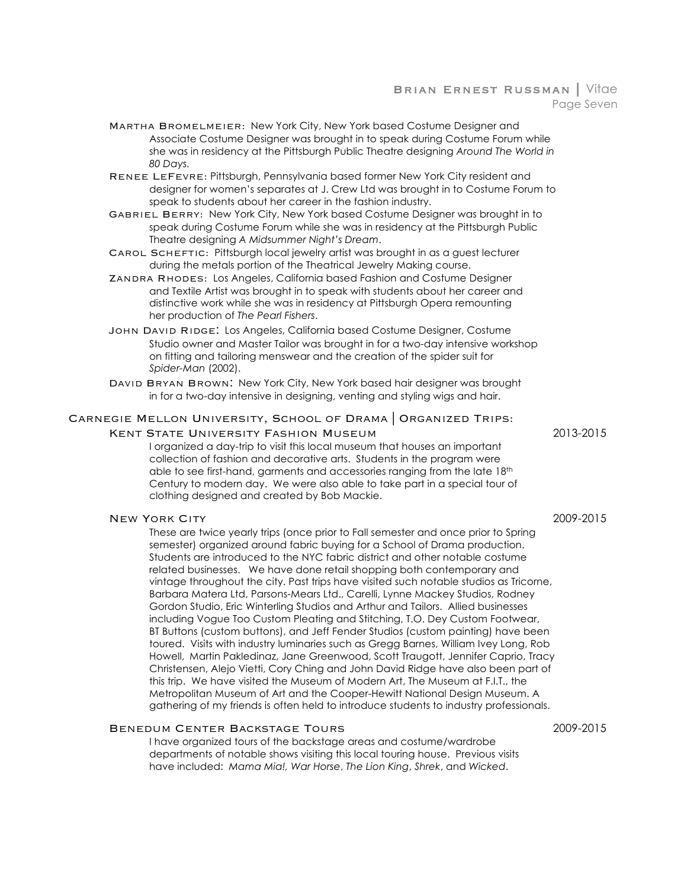**Martha Bromelmeier**: New York City, New York based Costume Designer and Associate Costume Designer was brought in to speak during Costume Forum while she was in residency at the Pittsburgh Public Theatre designing *Around The World in 80 Days.*

**Renee LeFevre**: Pittsburgh, Pennsylvania based former New York City resident and designer for women's separates at J. Crew Ltd was brought in to Costume Forum to speak to students about her career in the fashion industry.

**Gabriel Berry**: New York City, New York based Costume Designer was brought in to speak during Costume Forum while she was in residency at the Pittsburgh Public Theatre designing *A Midsummer Night's Dream*.

**Carol Scheftic**: Pittsburgh local jewelry artist was brought in as a guest lecturer during the metals portion of the Theatrical Jewelry Making course.

**Zandra Rhodes**: Los Angeles, California based Fashion and Costume Designer and Textile Artist was brought in to speak with students about her career and distinctive work while she was in residency at Pittsburgh Opera remounting her production of *The Pearl Fishers*.

**John David Ridge**: Los Angeles, California based Costume Designer, Costume Studio owner and Master Tailor was brought in for a two-day intensive workshop on fitting and tailoring menswear and the creation of the spider suit for *Spider-Man* (2002).

**David Bryan Brown**: New York City, New York based hair designer was brought in for a two-day intensive in designing, venting and styling wigs and hair.

## Carnegie Mellon University, School of Drama | Organized Trips:

### Kent State University Fashion Museum — 2013-2015

I organized a day-trip to visit this local museum that houses an important collection of fashion and decorative arts. Students in the program were able to see first-hand, garments and accessories ranging from the late 18th Century to modern day. We were also able to take part in a special tour of clothing designed and created by Bob Mackie.

### New York City — 2009-2015

These are twice yearly trips (once prior to Fall semester and once prior to Spring semester) organized around fabric buying for a School of Drama production. Students are introduced to the NYC fabric district and other notable costume related businesses. We have done retail shopping both contemporary and vintage throughout the city. Past trips have visited such notable studios as Tricorne, Barbara Matera Ltd, Parsons-Mears Ltd., Carelli, Lynne Mackey Studios, Rodney Gordon Studio, Eric Winterling Studios and Arthur and Tailors. Allied businesses including Vogue Too Custom Pleating and Stitching, T.O. Dey Custom Footwear, BT Buttons (custom buttons), and Jeff Fender Studios (custom painting) have been toured. Visits with industry luminaries such as Gregg Barnes, William Ivey Long, Rob Howell, Martin Pakledinaz, Jane Greenwood, Scott Traugott, Jennifer Caprio, Tracy Christensen, Alejo Vietti, Cory Ching and John David Ridge have also been part of this trip. We have visited the Museum of Modern Art, The Museum at F.I.T., the Metropolitan Museum of Art and the Cooper-Hewitt National Design Museum. A gathering of my friends is often held to introduce students to industry professionals.

### Benedum Center Backstage Tours — 2009-2015

I have organized tours of the backstage areas and costume/wardrobe departments of notable shows visiting this local touring house. Previous visits have included: *Mama Mia!, War Horse*, *The Lion King*, *Shrek*, and *Wicked*.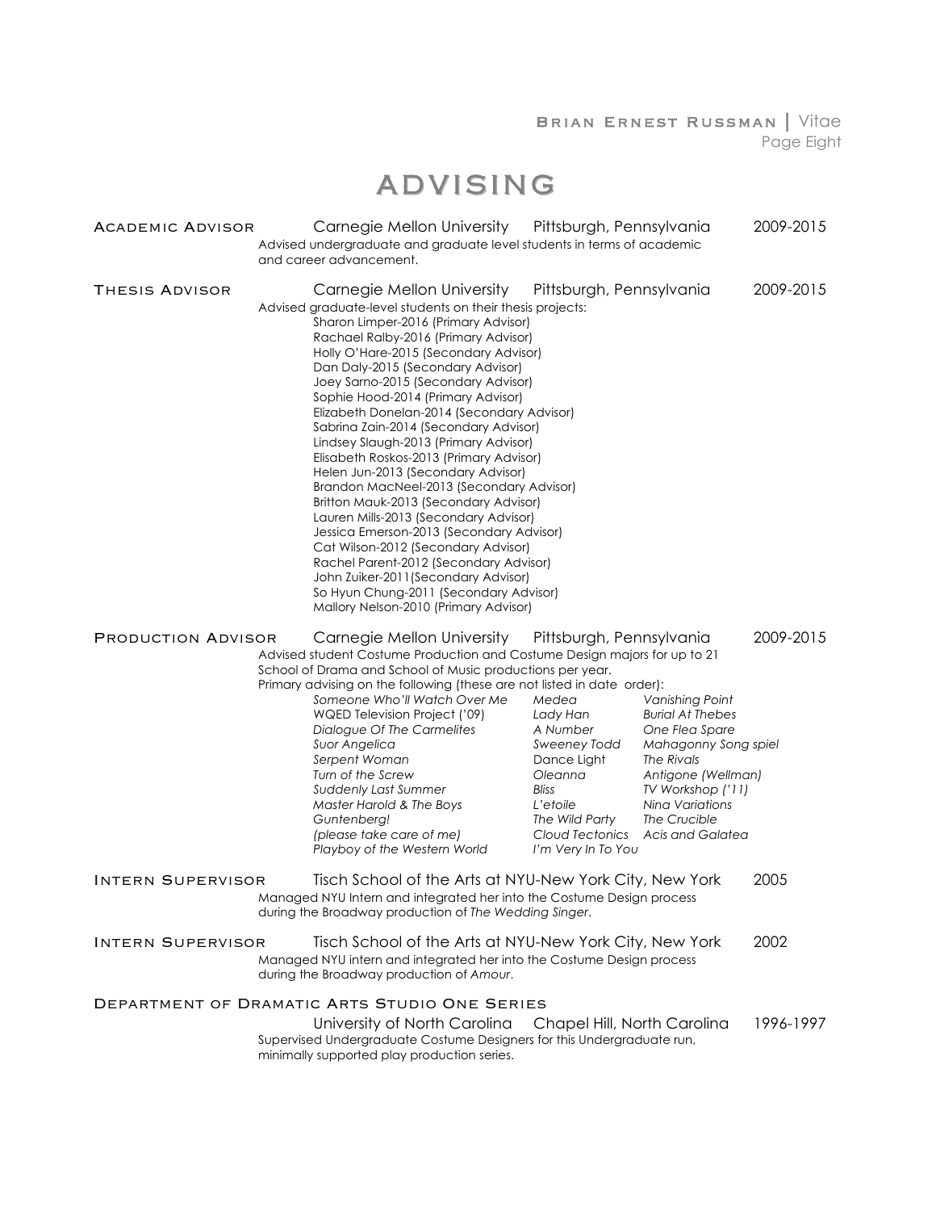# ADVISING

**ACADEMIC ADVISOR** — Carnegie Mellon University — Pittsburgh, Pennsylvania — 2009-2015

Advised undergraduate and graduate level students in terms of academic and career advancement.

**THESIS ADVISOR** — Carnegie Mellon University — Pittsburgh, Pennsylvania — 2009-2015

Advised graduate-level students on their thesis projects:

- Sharon Limper-2016 (Primary Advisor)
- Rachael Ralby-2016 (Primary Advisor)
- Holly O'Hare-2015 (Secondary Advisor)
- Dan Daly-2015 (Secondary Advisor)
- Joey Sarno-2015 (Secondary Advisor)
- Sophie Hood-2014 (Primary Advisor)
- Elizabeth Donelan-2014 (Secondary Advisor)
- Sabrina Zain-2014 (Secondary Advisor)
- Lindsey Slaugh-2013 (Primary Advisor)
- Elisabeth Roskos-2013 (Primary Advisor)
- Helen Jun-2013 (Secondary Advisor)
- Brandon MacNeel-2013 (Secondary Advisor)
- Britton Mauk-2013 (Secondary Advisor)
- Lauren Mills-2013 (Secondary Advisor)
- Jessica Emerson-2013 (Secondary Advisor)
- Cat Wilson-2012 (Secondary Advisor)
- Rachel Parent-2012 (Secondary Advisor)
- John Zuiker-2011(Secondary Advisor)
- So Hyun Chung-2011 (Secondary Advisor)
- Mallory Nelson-2010 (Primary Advisor)

**PRODUCTION ADVISOR** — Carnegie Mellon University — Pittsburgh, Pennsylvania — 2009-2015

Advised student Costume Production and Costume Design majors for up to 21 School of Drama and School of Music productions per year.

Primary advising on the following (these are not listed in date order):

| | | |
|---|---|---|
| *Someone Who'll Watch Over Me* | *Medea* | *Vanishing Point* |
| WQED Television Project ('09) | *Lady Han* | *Burial At Thebes* |
| *Dialogue Of The Carmelites* | *A Number* | *One Flea Spare* |
| *Suor Angelica* | *Sweeney Todd* | *Mahagonny Song spiel* |
| *Serpent Woman* | Dance Light | *The Rivals* |
| *Turn of the Screw* | *Oleanna* | *Antigone (Wellman)* |
| *Suddenly Last Summer* | *Bliss* | *TV Workshop ('11)* |
| *Master Harold & The Boys* | *L'etoile* | *Nina Variations* |
| *Guntenberg!* | *The Wild Party* | *The Crucible* |
| *(please take care of me)* | *Cloud Tectonics* | *Acis and Galatea* |
| *Playboy of the Western World* | *I'm Very In To You* | |

**INTERN SUPERVISOR** — Tisch School of the Arts at NYU-New York City, New York — 2005

Managed NYU Intern and integrated her into the Costume Design process during the Broadway production of *The Wedding Singer*.

**INTERN SUPERVISOR** — Tisch School of the Arts at NYU-New York City, New York — 2002

Managed NYU intern and integrated her into the Costume Design process during the Broadway production of *Amour*.

**DEPARTMENT OF DRAMATIC ARTS STUDIO ONE SERIES**

University of North Carolina — Chapel Hill, North Carolina — 1996-1997

Supervised Undergraduate Costume Designers for this Undergraduate run, minimally supported play production series.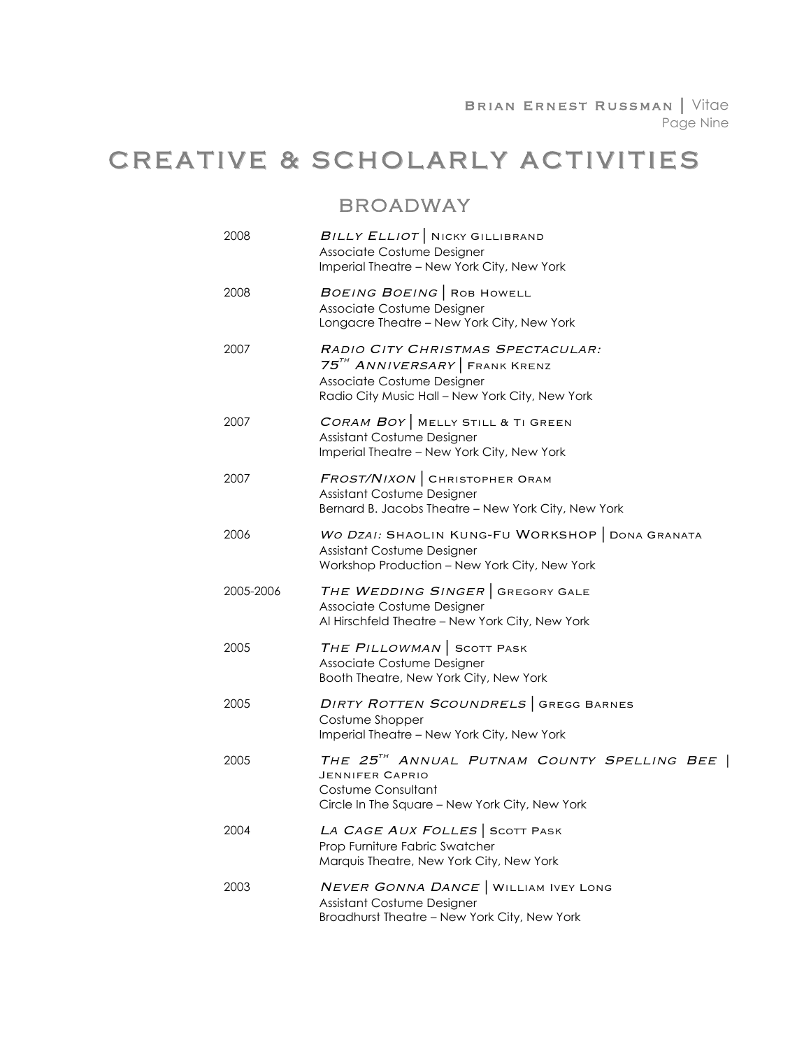# CREATIVE & SCHOLARLY ACTIVITIES

## BROADWAY

2008 — *Billy Elliot* | Nicky Gillibrand
Associate Costume Designer
Imperial Theatre – New York City, New York

2008 — *Boeing Boeing* | Rob Howell
Associate Costume Designer
Longacre Theatre – New York City, New York

2007 — *Radio City Christmas Spectacular: 75th Anniversary* | Frank Krenz
Associate Costume Designer
Radio City Music Hall – New York City, New York

2007 — *Coram Boy* | Melly Still & Ti Green
Assistant Costume Designer
Imperial Theatre – New York City, New York

2007 — *Frost/Nixon* | Christopher Oram
Assistant Costume Designer
Bernard B. Jacobs Theatre – New York City, New York

2006 — *Wo Dzai:* Shaolin Kung-Fu Workshop | Dona Granata
Assistant Costume Designer
Workshop Production – New York City, New York

2005-2006 — *The Wedding Singer* | Gregory Gale
Associate Costume Designer
Al Hirschfeld Theatre – New York City, New York

2005 — *The Pillowman* | Scott Pask
Associate Costume Designer
Booth Theatre, New York City, New York

2005 — *Dirty Rotten Scoundrels* | Gregg Barnes
Costume Shopper
Imperial Theatre – New York City, New York

2005 — *The 25th Annual Putnam County Spelling Bee* | Jennifer Caprio
Costume Consultant
Circle In The Square – New York City, New York

2004 — *La Cage Aux Folles* | Scott Pask
Prop Furniture Fabric Swatcher
Marquis Theatre, New York City, New York

2003 — *Never Gonna Dance* | William Ivey Long
Assistant Costume Designer
Broadhurst Theatre – New York City, New York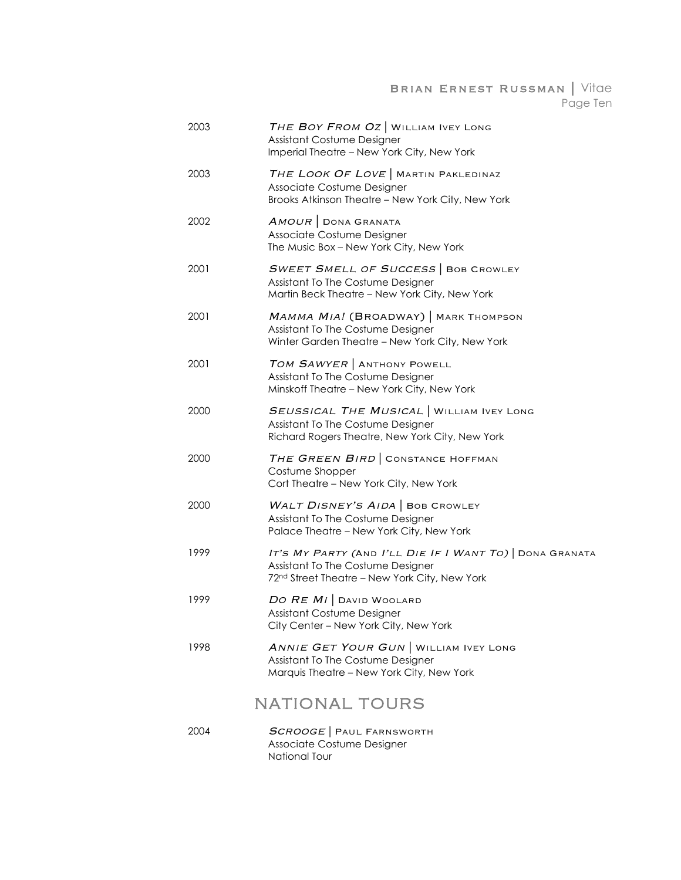2003 | ***The Boy From Oz*** | William Ivey Long
Assistant Costume Designer
Imperial Theatre – New York City, New York

2003 | ***The Look Of Love*** | Martin Pakledinaz
Associate Costume Designer
Brooks Atkinson Theatre – New York City, New York

2002 | ***Amour*** | Dona Granata
Associate Costume Designer
The Music Box – New York City, New York

2001 | ***Sweet Smell of Success*** | Bob Crowley
Assistant To The Costume Designer
Martin Beck Theatre – New York City, New York

2001 | ***Mamma Mia!* (Broadway)** | Mark Thompson
Assistant To The Costume Designer
Winter Garden Theatre – New York City, New York

2001 | ***Tom Sawyer*** | Anthony Powell
Assistant To The Costume Designer
Minskoff Theatre – New York City, New York

2000 | ***Seussical The Musical*** | William Ivey Long
Assistant To The Costume Designer
Richard Rogers Theatre, New York City, New York

2000 | ***The Green Bird*** | Constance Hoffman
Costume Shopper
Cort Theatre – New York City, New York

2000 | ***Walt Disney's Aida*** | Bob Crowley
Assistant To The Costume Designer
Palace Theatre – New York City, New York

1999 | ***It's My Party (And I'll Die If I Want To)*** | Dona Granata
Assistant To The Costume Designer
72nd Street Theatre – New York City, New York

1999 | ***Do Re Mi*** | David Woolard
Assistant Costume Designer
City Center – New York City, New York

1998 | ***Annie Get Your Gun*** | William Ivey Long
Assistant To The Costume Designer
Marquis Theatre – New York City, New York

## NATIONAL TOURS

2004 | ***Scrooge*** | Paul Farnsworth
Associate Costume Designer
National Tour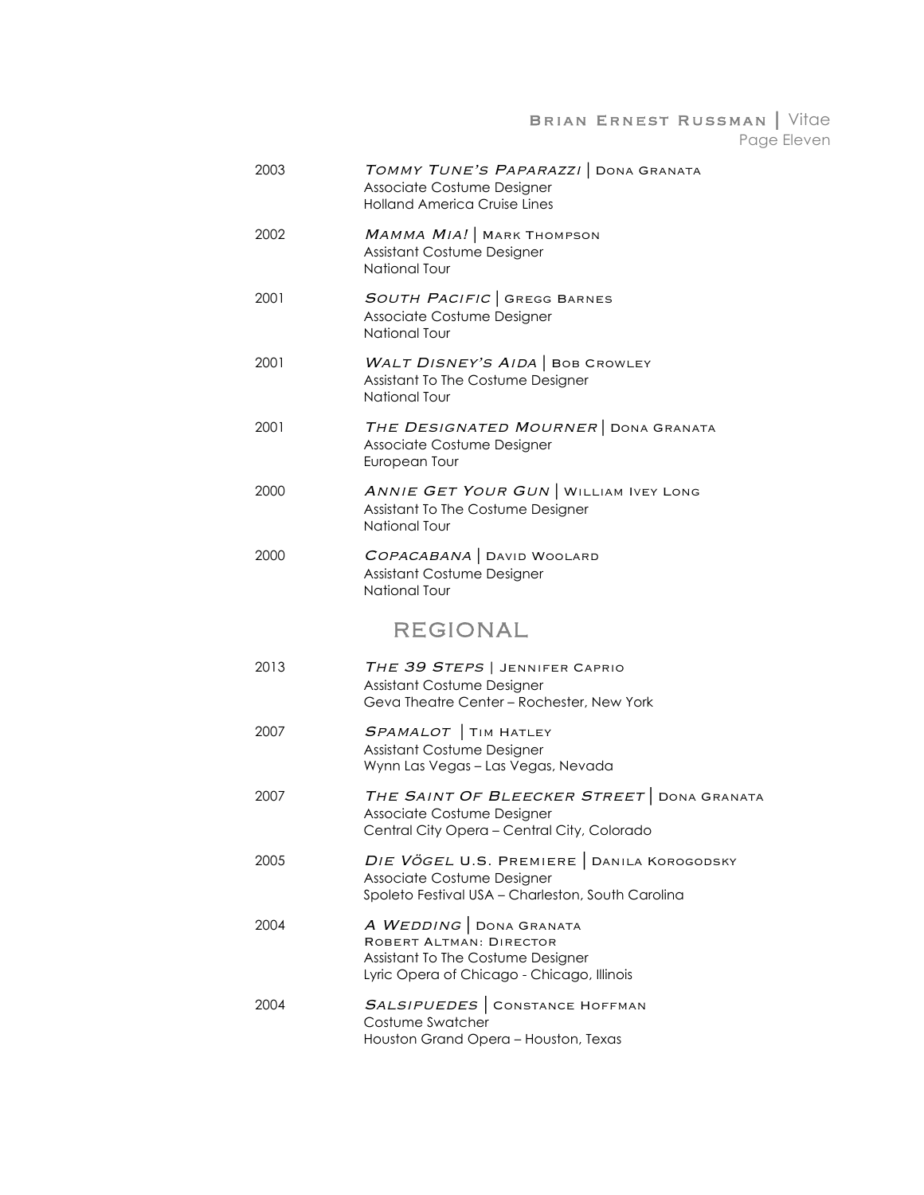2003 — *TOMMY TUNE'S PAPARAZZI* | DONA GRANATA
Associate Costume Designer
Holland America Cruise Lines

2002 — *MAMMA MIA!* | MARK THOMPSON
Assistant Costume Designer
National Tour

2001 — *SOUTH PACIFIC* | GREGG BARNES
Associate Costume Designer
National Tour

2001 — *WALT DISNEY'S AIDA* | BOB CROWLEY
Assistant To The Costume Designer
National Tour

2001 — *THE DESIGNATED MOURNER* | DONA GRANATA
Associate Costume Designer
European Tour

2000 — *ANNIE GET YOUR GUN* | WILLIAM IVEY LONG
Assistant To The Costume Designer
National Tour

2000 — *COPACABANA* | DAVID WOOLARD
Assistant Costume Designer
National Tour

## REGIONAL

2013 — *THE 39 STEPS* | JENNIFER CAPRIO
Assistant Costume Designer
Geva Theatre Center – Rochester, New York

2007 — *SPAMALOT* | TIM HATLEY
Assistant Costume Designer
Wynn Las Vegas – Las Vegas, Nevada

2007 — *THE SAINT OF BLEECKER STREET* | DONA GRANATA
Associate Costume Designer
Central City Opera – Central City, Colorado

2005 — *DIE VÖGEL* U.S. PREMIERE | DANILA KOROGODSKY
Associate Costume Designer
Spoleto Festival USA – Charleston, South Carolina

2004 — *A WEDDING* | DONA GRANATA
ROBERT ALTMAN: DIRECTOR
Assistant To The Costume Designer
Lyric Opera of Chicago - Chicago, Illinois

2004 — *SALSIPUEDES* | CONSTANCE HOFFMAN
Costume Swatcher
Houston Grand Opera – Houston, Texas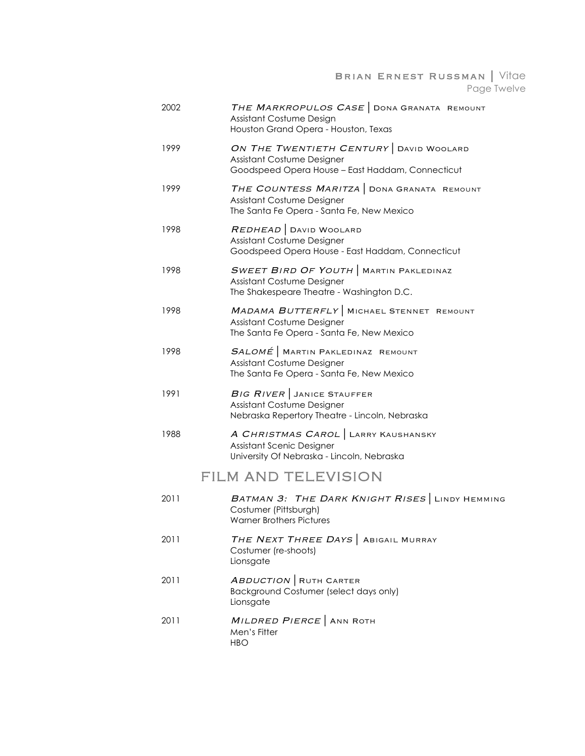2002 — *The Markropulos Case* | Dona Granata Remount
Assistant Costume Design
Houston Grand Opera - Houston, Texas

1999 — *On The Twentieth Century* | David Woolard
Assistant Costume Designer
Goodspeed Opera House – East Haddam, Connecticut

1999 — *The Countess Maritza* | Dona Granata Remount
Assistant Costume Designer
The Santa Fe Opera - Santa Fe, New Mexico

1998 — *Redhead* | David Woolard
Assistant Costume Designer
Goodspeed Opera House - East Haddam, Connecticut

1998 — *Sweet Bird Of Youth* | Martin Pakledinaz
Assistant Costume Designer
The Shakespeare Theatre - Washington D.C.

1998 — *Madama Butterfly* | Michael Stennet Remount
Assistant Costume Designer
The Santa Fe Opera - Santa Fe, New Mexico

1998 — *Salomé* | Martin Pakledinaz Remount
Assistant Costume Designer
The Santa Fe Opera - Santa Fe, New Mexico

1991 — *Big River* | Janice Stauffer
Assistant Costume Designer
Nebraska Repertory Theatre - Lincoln, Nebraska

1988 — *A Christmas Carol* | Larry Kaushansky
Assistant Scenic Designer
University Of Nebraska - Lincoln, Nebraska

## FILM AND TELEVISION

2011 — *Batman 3: The Dark Knight Rises* | Lindy Hemming
Costumer (Pittsburgh)
Warner Brothers Pictures

2011 — *The Next Three Days* | Abigail Murray
Costumer (re-shoots)
Lionsgate

2011 — *Abduction* | Ruth Carter
Background Costumer (select days only)
Lionsgate

2011 — *Mildred Pierce* | Ann Roth
Men's Fitter
HBO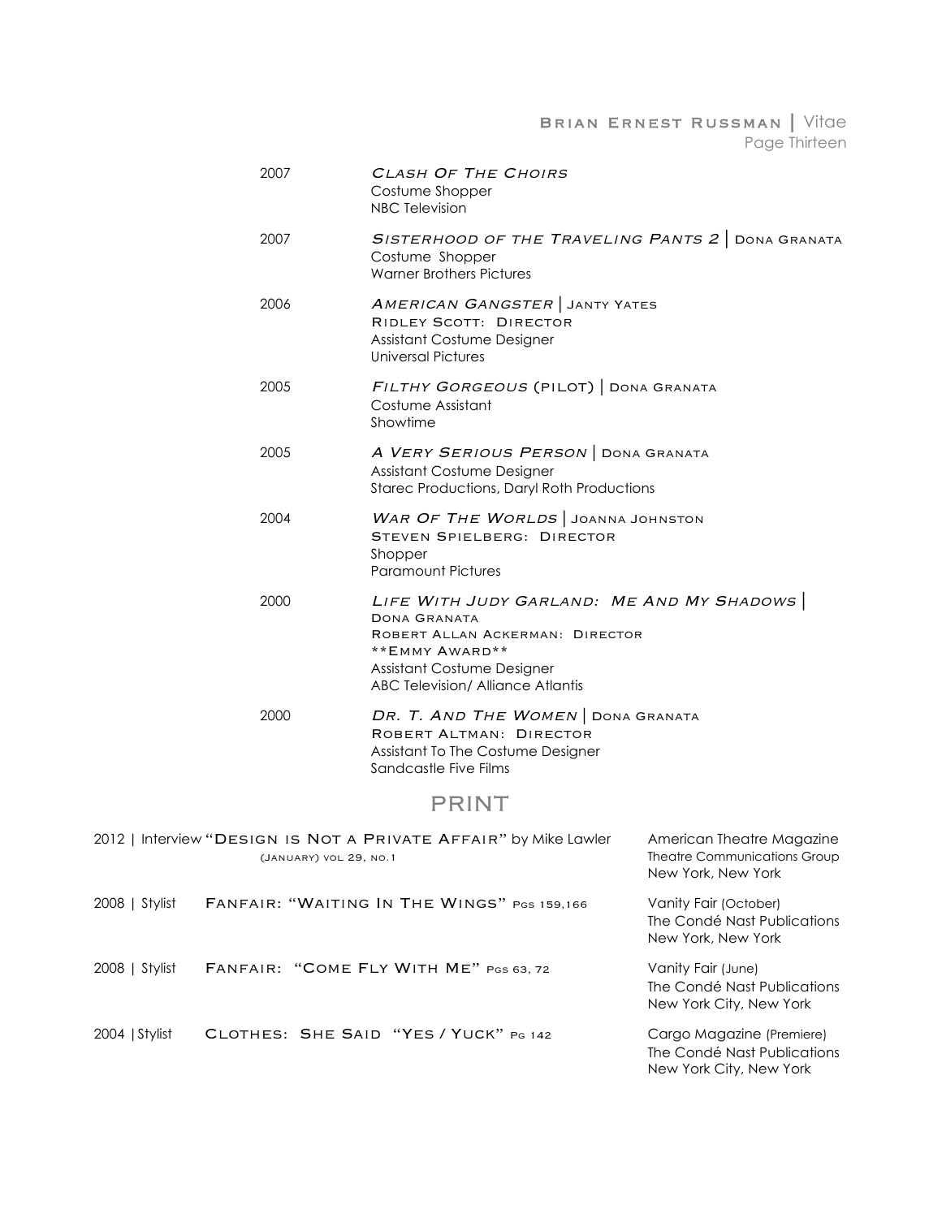2007 | *CLASH OF THE CHOIRS*
Costume Shopper
NBC Television

2007 | *SISTERHOOD OF THE TRAVELING PANTS 2* | DONA GRANATA
Costume Shopper
Warner Brothers Pictures

2006 | *AMERICAN GANGSTER* | JANTY YATES
RIDLEY SCOTT: DIRECTOR
Assistant Costume Designer
Universal Pictures

2005 | *FILTHY GORGEOUS* (PILOT) | DONA GRANATA
Costume Assistant
Showtime

2005 | *A VERY SERIOUS PERSON* | DONA GRANATA
Assistant Costume Designer
Starec Productions, Daryl Roth Productions

2004 | *WAR OF THE WORLDS* | JOANNA JOHNSTON
STEVEN SPIELBERG: DIRECTOR
Shopper
Paramount Pictures

2000 | *LIFE WITH JUDY GARLAND: ME AND MY SHADOWS* | DONA GRANATA
ROBERT ALLAN ACKERMAN: DIRECTOR
**EMMY AWARD**
Assistant Costume Designer
ABC Television/ Alliance Atlantis

2000 | *DR. T. AND THE WOMEN* | DONA GRANATA
ROBERT ALTMAN: DIRECTOR
Assistant To The Costume Designer
Sandcastle Five Films

## PRINT

2012 | Interview "DESIGN IS NOT A PRIVATE AFFAIR" by Mike Lawler (JANUARY) VOL 29, NO.1
American Theatre Magazine
Theatre Communications Group
New York, New York

2008 | Stylist FANFAIR: "WAITING IN THE WINGS" PGS 159,166
Vanity Fair (October)
The Condé Nast Publications
New York, New York

2008 | Stylist FANFAIR: "COME FLY WITH ME" PGS 63, 72
Vanity Fair (June)
The Condé Nast Publications
New York City, New York

2004 | Stylist CLOTHES: SHE SAID "YES / YUCK" PG 142
Cargo Magazine (Premiere)
The Condé Nast Publications
New York City, New York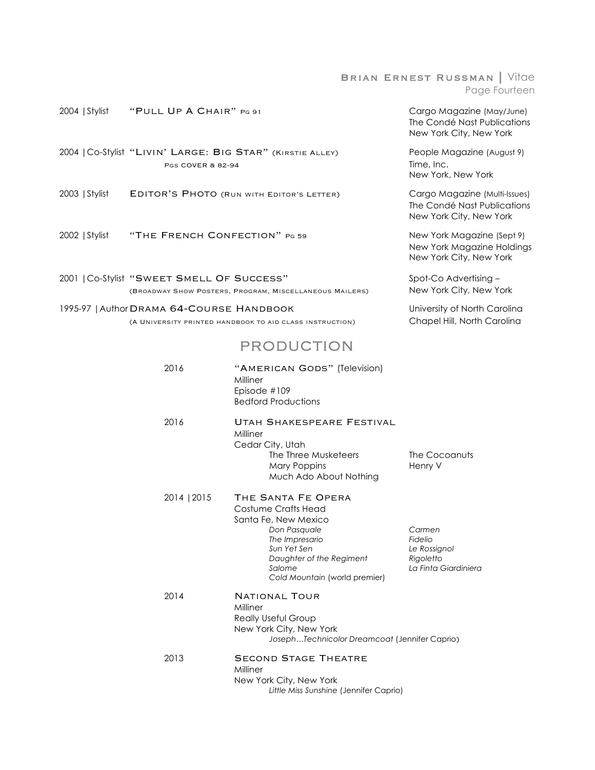2004 | Stylist **"Pull Up A Chair"** Pg 91
Cargo Magazine (May/June)
The Condé Nast Publications
New York City, New York

2004 | Co-Stylist **"Livin' Large: Big Star"** (Kirstie Alley)
Pgs cover & 82-94
People Magazine (August 9)
Time, Inc.
New York, New York

2003 | Stylist **Editor's Photo** (Run with Editor's Letter)
Cargo Magazine (Multi-Issues)
The Condé Nast Publications
New York City, New York

2002 | Stylist **"The French Confection"** Pg 59
New York Magazine (Sept 9)
New York Magazine Holdings
New York City, New York

2001 | Co-Stylist **"Sweet Smell Of Success"**
(Broadway Show Posters, Program, Miscellaneous Mailers)
Spot-Co Advertising –
New York City, New York

1995-97 | Author **Drama 64-Course Handbook**
(A University printed handbook to aid class instruction)
University of North Carolina
Chapel Hill, North Carolina

## PRODUCTION

2016 **"American Gods"** (Television)
Milliner
Episode #109
Bedford Productions

2016 **Utah Shakespeare Festival**
Milliner
Cedar City, Utah
- The Three Musketeers
- Mary Poppins
- Much Ado About Nothing
- The Cocoanuts
- Henry V

2014 | 2015 **The Santa Fe Opera**
Costume Crafts Head
Santa Fe, New Mexico
- *Don Pasquale*
- *The Impresario*
- *Sun Yet Sen*
- *Daughter of the Regiment*
- *Salome*
- *Cold Mountain* (world premier)
- *Carmen*
- *Fidelio*
- *Le Rossignol*
- *Rigoletto*
- *La Finta Giardiniera*

2014 **National Tour**
Milliner
Really Useful Group
New York City, New York
- *Joseph…Technicolor Dreamcoat* (Jennifer Caprio)

2013 **Second Stage Theatre**
Milliner
New York City, New York
- *Little Miss Sunshine* (Jennifer Caprio)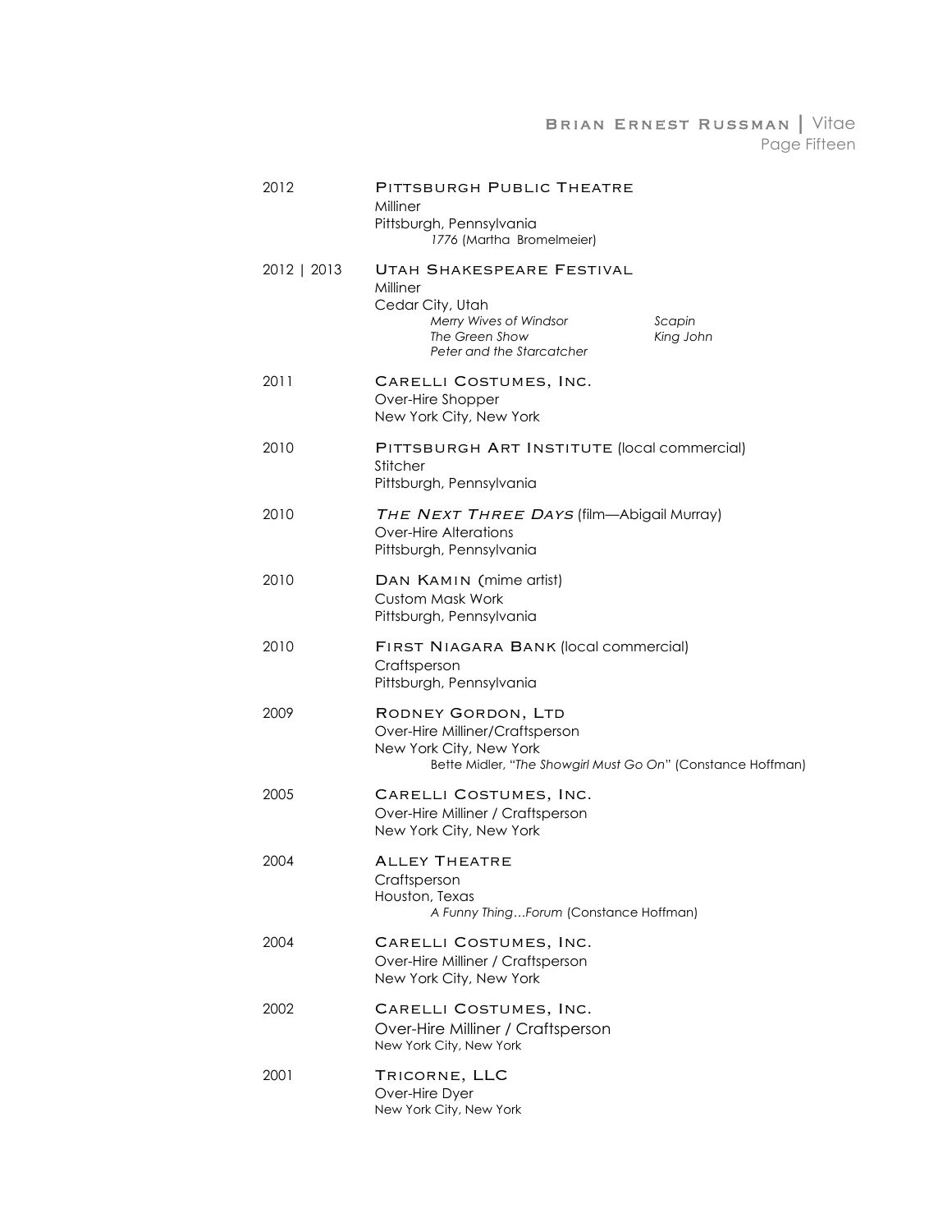2012 **Pittsburgh Public Theatre**
Milliner
Pittsburgh, Pennsylvania
*1776* (Martha Bromelmeier)

2012 | 2013 **Utah Shakespeare Festival**
Milliner
Cedar City, Utah
*Merry Wives of Windsor*
*The Green Show*
*Peter and the Starcatcher*
*Scapin*
*King John*

2011 **Carelli Costumes, Inc.**
Over-Hire Shopper
New York City, New York

2010 **Pittsburgh Art Institute** (local commercial)
Stitcher
Pittsburgh, Pennsylvania

2010 ***The Next Three Days*** (film—Abigail Murray)
Over-Hire Alterations
Pittsburgh, Pennsylvania

2010 **Dan Kamin** (mime artist)
Custom Mask Work
Pittsburgh, Pennsylvania

2010 **First Niagara Bank** (local commercial)
Craftsperson
Pittsburgh, Pennsylvania

2009 **Rodney Gordon, Ltd**
Over-Hire Milliner/Craftsperson
New York City, New York
Bette Midler, "*The Showgirl Must Go On*" (Constance Hoffman)

2005 **Carelli Costumes, Inc.**
Over-Hire Milliner / Craftsperson
New York City, New York

2004 **Alley Theatre**
Craftsperson
Houston, Texas
*A Funny Thing…Forum* (Constance Hoffman)

2004 **Carelli Costumes, Inc.**
Over-Hire Milliner / Craftsperson
New York City, New York

2002 **Carelli Costumes, Inc.**
Over-Hire Milliner / Craftsperson
New York City, New York

2001 **Tricorne, LLC**
Over-Hire Dyer
New York City, New York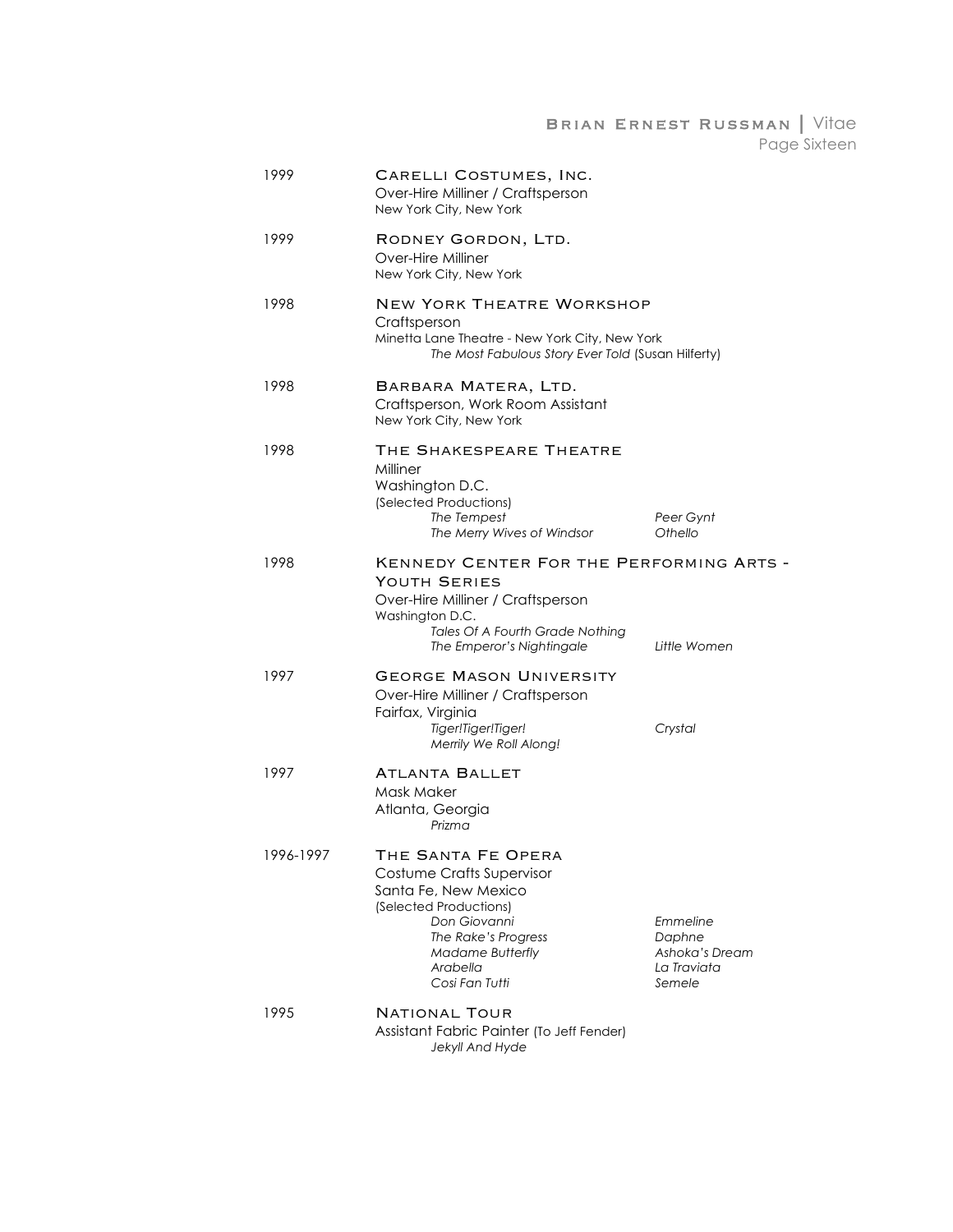1999 **CARELLI COSTUMES, INC.**
Over-Hire Milliner / Craftsperson
New York City, New York

1999 **RODNEY GORDON, LTD.**
Over-Hire Milliner
New York City, New York

1998 **NEW YORK THEATRE WORKSHOP**
Craftsperson
Minetta Lane Theatre - New York City, New York
*The Most Fabulous Story Ever Told* (Susan Hilferty)

1998 **BARBARA MATERA, LTD.**
Craftsperson, Work Room Assistant
New York City, New York

1998 **THE SHAKESPEARE THEATRE**
Milliner
Washington D.C.
(Selected Productions)
*The Tempest* *Peer Gynt*
*The Merry Wives of Windsor* *Othello*

1998 **KENNEDY CENTER FOR THE PERFORMING ARTS - YOUTH SERIES**
Over-Hire Milliner / Craftsperson
Washington D.C.
*Tales Of A Fourth Grade Nothing*
*The Emperor's Nightingale* *Little Women*

1997 **GEORGE MASON UNIVERSITY**
Over-Hire Milliner / Craftsperson
Fairfax, Virginia
*Tiger!Tiger!Tiger!* *Crystal*
*Merrily We Roll Along!*

1997 **ATLANTA BALLET**
Mask Maker
Atlanta, Georgia
*Prizma*

1996-1997 **THE SANTA FE OPERA**
Costume Crafts Supervisor
Santa Fe, New Mexico
(Selected Productions)
*Don Giovanni* *Emmeline*
*The Rake's Progress* *Daphne*
*Madame Butterfly* *Ashoka's Dream*
*Arabella* *La Traviata*
*Cosi Fan Tutti* *Semele*

1995 **NATIONAL TOUR**
Assistant Fabric Painter (To Jeff Fender)
*Jekyll And Hyde*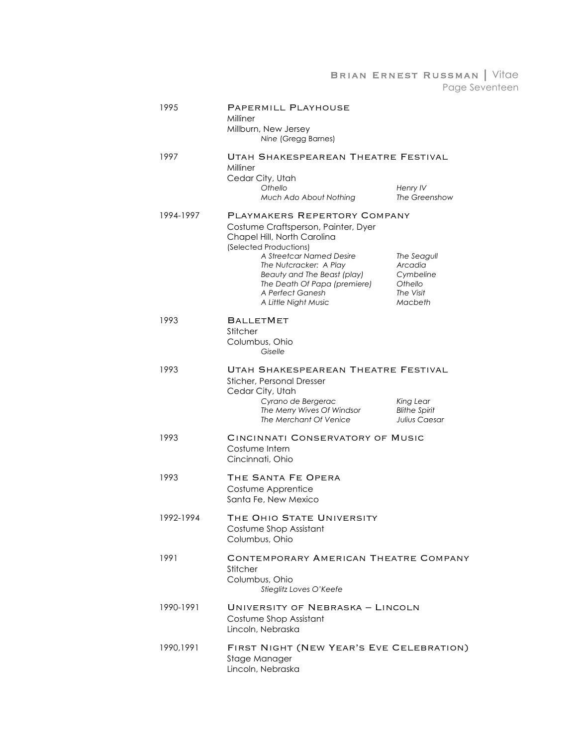1995 **PAPERMILL PLAYHOUSE**
Milliner
Millburn, New Jersey
*Nine* (Gregg Barnes)

1997 **UTAH SHAKESPEAREAN THEATRE FESTIVAL**
Milliner
Cedar City, Utah

| | |
|---|---|
| *Othello* | *Henry IV* |
| *Much Ado About Nothing* | *The Greenshow* |

1994-1997 **PLAYMAKERS REPERTORY COMPANY**
Costume Craftsperson, Painter, Dyer
Chapel Hill, North Carolina
(Selected Productions)

| | |
|---|---|
| *A Streetcar Named Desire* | *The Seagull* |
| *The Nutcracker: A Play* | *Arcadia* |
| *Beauty and The Beast (play)* | *Cymbeline* |
| *The Death Of Papa (premiere)* | *Othello* |
| *A Perfect Ganesh* | *The Visit* |
| *A Little Night Music* | *Macbeth* |

1993 **BALLETMET**
Stitcher
Columbus, Ohio
*Giselle*

1993 **UTAH SHAKESPEAREAN THEATRE FESTIVAL**
Sticher, Personal Dresser
Cedar City, Utah

| | |
|---|---|
| *Cyrano de Bergerac* | *King Lear* |
| *The Merry Wives Of Windsor* | *Blithe Spirit* |
| *The Merchant Of Venice* | *Julius Caesar* |

1993 **CINCINNATI CONSERVATORY OF MUSIC**
Costume Intern
Cincinnati, Ohio

1993 **THE SANTA FE OPERA**
Costume Apprentice
Santa Fe, New Mexico

1992-1994 **THE OHIO STATE UNIVERSITY**
Costume Shop Assistant
Columbus, Ohio

1991 **CONTEMPORARY AMERICAN THEATRE COMPANY**
Stitcher
Columbus, Ohio
*Stieglitz Loves O'Keefe*

1990-1991 **UNIVERSITY OF NEBRASKA – LINCOLN**
Costume Shop Assistant
Lincoln, Nebraska

1990,1991 **FIRST NIGHT (NEW YEAR'S EVE CELEBRATION)**
Stage Manager
Lincoln, Nebraska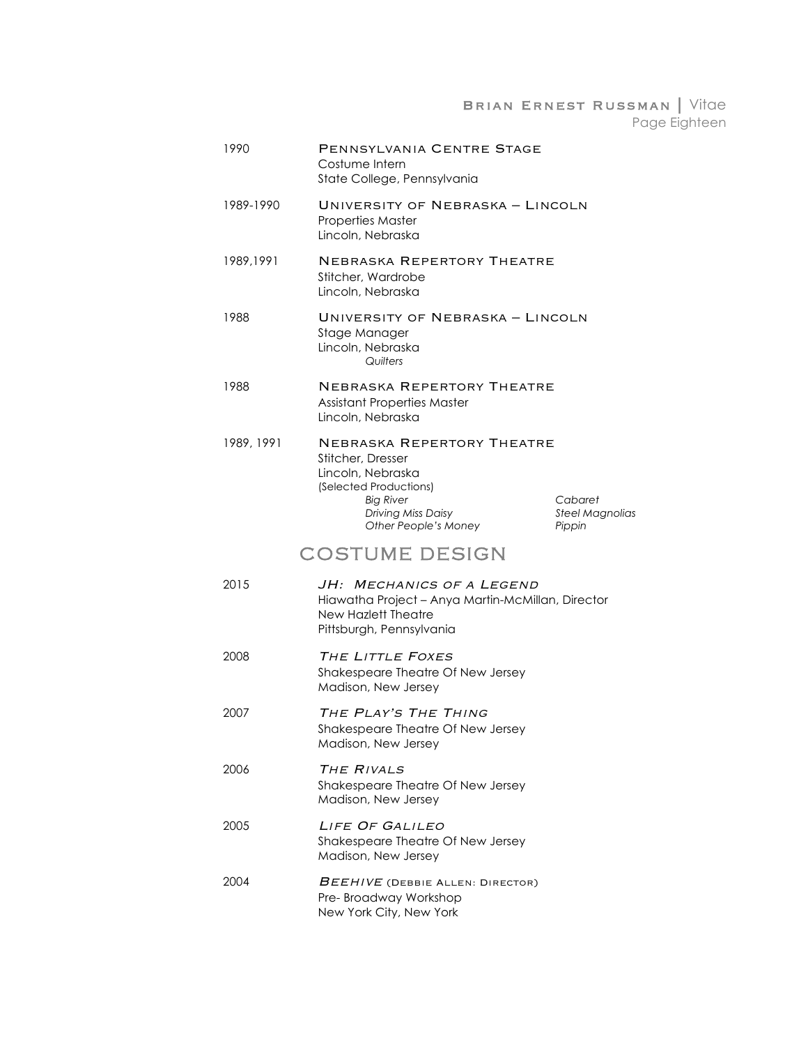1990 — **Pennsylvania Centre Stage**
Costume Intern
State College, Pennsylvania

1989-1990 — **University of Nebraska – Lincoln**
Properties Master
Lincoln, Nebraska

1989,1991 — **Nebraska Repertory Theatre**
Stitcher, Wardrobe
Lincoln, Nebraska

1988 — **University of Nebraska – Lincoln**
Stage Manager
Lincoln, Nebraska
*Quilters*

1988 — **Nebraska Repertory Theatre**
Assistant Properties Master
Lincoln, Nebraska

1989, 1991 — **Nebraska Repertory Theatre**
Stitcher, Dresser
Lincoln, Nebraska
(Selected Productions)
*Big River*
*Cabaret*
*Driving Miss Daisy*
*Steel Magnolias*
*Other People's Money*
*Pippin*

## COSTUME DESIGN

2015 — ***JH: Mechanics of a Legend***
Hiawatha Project – Anya Martin-McMillan, Director
New Hazlett Theatre
Pittsburgh, Pennsylvania

2008 — ***The Little Foxes***
Shakespeare Theatre Of New Jersey
Madison, New Jersey

2007 — ***The Play's The Thing***
Shakespeare Theatre Of New Jersey
Madison, New Jersey

2006 — ***The Rivals***
Shakespeare Theatre Of New Jersey
Madison, New Jersey

2005 — ***Life Of Galileo***
Shakespeare Theatre Of New Jersey
Madison, New Jersey

2004 — ***Beehive*** (Debbie Allen: Director)
Pre- Broadway Workshop
New York City, New York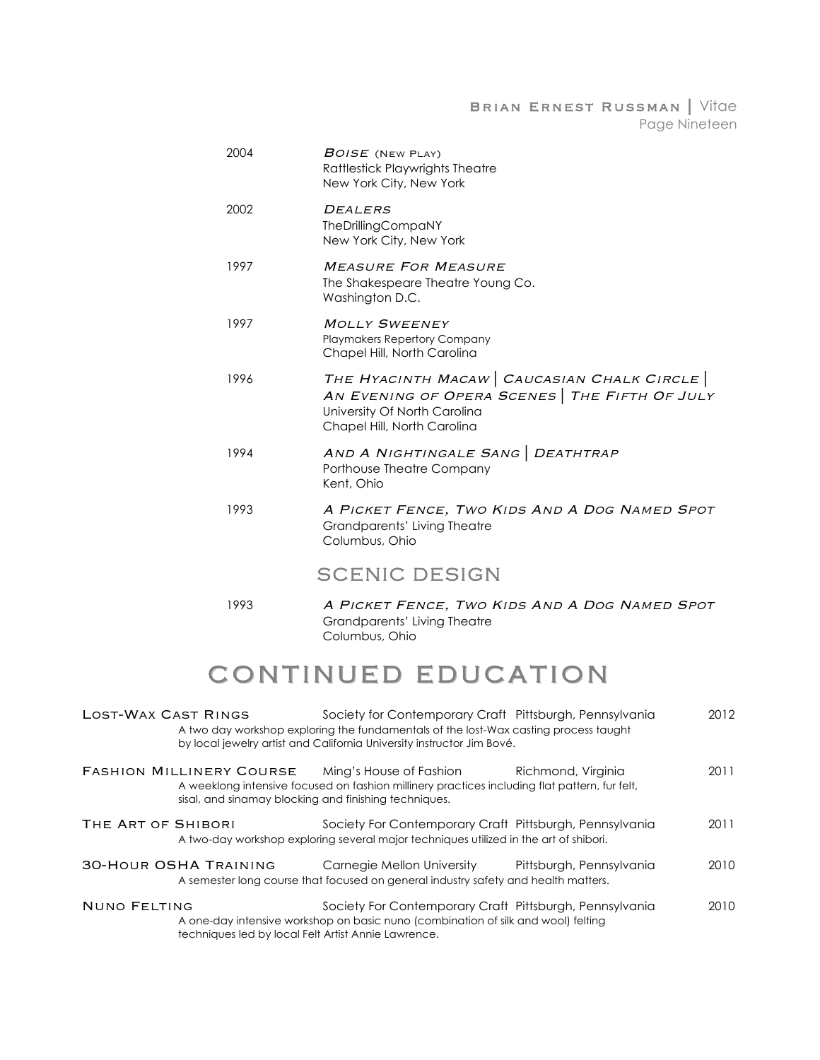2004 — *Boise* (New Play)
Rattlestick Playwrights Theatre
New York City, New York

2002 — *Dealers*
TheDrillingCompaNY
New York City, New York

1997 — *Measure For Measure*
The Shakespeare Theatre Young Co.
Washington D.C.

1997 — *Molly Sweeney*
Playmakers Repertory Company
Chapel Hill, North Carolina

1996 — *The Hyacinth Macaw* | *Caucasian Chalk Circle* | *An Evening of Opera Scenes* | *The Fifth Of July*
University Of North Carolina
Chapel Hill, North Carolina

1994 — *And A Nightingale Sang* | *Deathtrap*
Porthouse Theatre Company
Kent, Ohio

1993 — *A Picket Fence, Two Kids And A Dog Named Spot*
Grandparents' Living Theatre
Columbus, Ohio

### Scenic Design

1993 — *A Picket Fence, Two Kids And A Dog Named Spot*
Grandparents' Living Theatre
Columbus, Ohio

## Continued Education

**Lost-Wax Cast Rings** — Society for Contemporary Craft — Pittsburgh, Pennsylvania — 2012
A two day workshop exploring the fundamentals of the lost-Wax casting process taught by local jewelry artist and California University instructor Jim Bové.

**Fashion Millinery Course** — Ming's House of Fashion — Richmond, Virginia — 2011
A weeklong intensive focused on fashion millinery practices including flat pattern, fur felt, sisal, and sinamay blocking and finishing techniques.

**The Art of Shibori** — Society For Contemporary Craft — Pittsburgh, Pennsylvania — 2011
A two-day workshop exploring several major techniques utilized in the art of shibori.

**30-Hour OSHA Training** — Carnegie Mellon University — Pittsburgh, Pennsylvania — 2010
A semester long course that focused on general industry safety and health matters.

**Nuno Felting** — Society For Contemporary Craft — Pittsburgh, Pennsylvania — 2010
A one-day intensive workshop on basic nuno (combination of silk and wool) felting techniques led by local Felt Artist Annie Lawrence.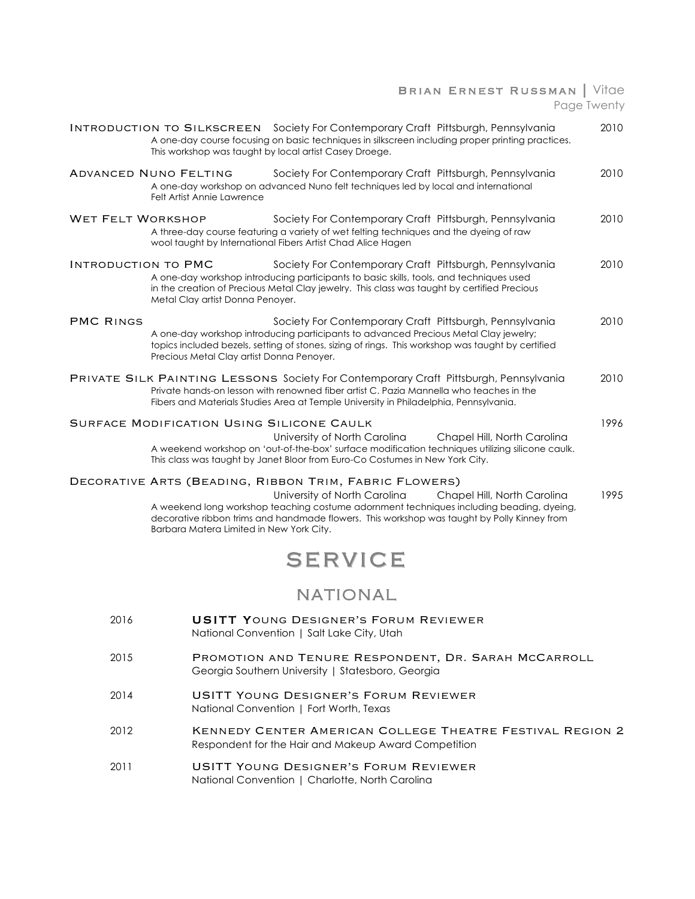**Introduction to Silkscreen** Society For Contemporary Craft Pittsburgh, Pennsylvania 2010

A one-day course focusing on basic techniques in silkscreen including proper printing practices. This workshop was taught by local artist Casey Droege.

**Advanced Nuno Felting** Society For Contemporary Craft Pittsburgh, Pennsylvania 2010

A one-day workshop on advanced Nuno felt techniques led by local and international Felt Artist Annie Lawrence

**Wet Felt Workshop** Society For Contemporary Craft Pittsburgh, Pennsylvania 2010

A three-day course featuring a variety of wet felting techniques and the dyeing of raw wool taught by International Fibers Artist Chad Alice Hagen

**Introduction to PMC** Society For Contemporary Craft Pittsburgh, Pennsylvania 2010

A one-day workshop introducing participants to basic skills, tools, and techniques used in the creation of Precious Metal Clay jewelry. This class was taught by certified Precious Metal Clay artist Donna Penoyer.

**PMC Rings** Society For Contemporary Craft Pittsburgh, Pennsylvania 2010

A one-day workshop introducing participants to advanced Precious Metal Clay jewelry; topics included bezels, setting of stones, sizing of rings. This workshop was taught by certified Precious Metal Clay artist Donna Penoyer.

**Private Silk Painting Lessons** Society For Contemporary Craft Pittsburgh, Pennsylvania 2010

Private hands-on lesson with renowned fiber artist C. Pazia Mannella who teaches in the Fibers and Materials Studies Area at Temple University in Philadelphia, Pennsylvania.

**Surface Modification Using Silicone Caulk** 1996

University of North Carolina Chapel Hill, North Carolina

A weekend workshop on 'out-of-the-box' surface modification techniques utilizing silicone caulk. This class was taught by Janet Bloor from Euro-Co Costumes in New York City.

**Decorative Arts (Beading, Ribbon Trim, Fabric Flowers)**

University of North Carolina Chapel Hill, North Carolina 1995

A weekend long workshop teaching costume adornment techniques including beading, dyeing, decorative ribbon trims and handmade flowers. This workshop was taught by Polly Kinney from Barbara Matera Limited in New York City.

# SERVICE

## NATIONAL

2016 **USITT Young Designer's Forum Reviewer**
National Convention | Salt Lake City, Utah

2015 **Promotion and Tenure Respondent, Dr. Sarah McCarroll**
Georgia Southern University | Statesboro, Georgia

2014 **USITT Young Designer's Forum Reviewer**
National Convention | Fort Worth, Texas

2012 **Kennedy Center American College Theatre Festival Region 2**
Respondent for the Hair and Makeup Award Competition

2011 **USITT Young Designer's Forum Reviewer**
National Convention | Charlotte, North Carolina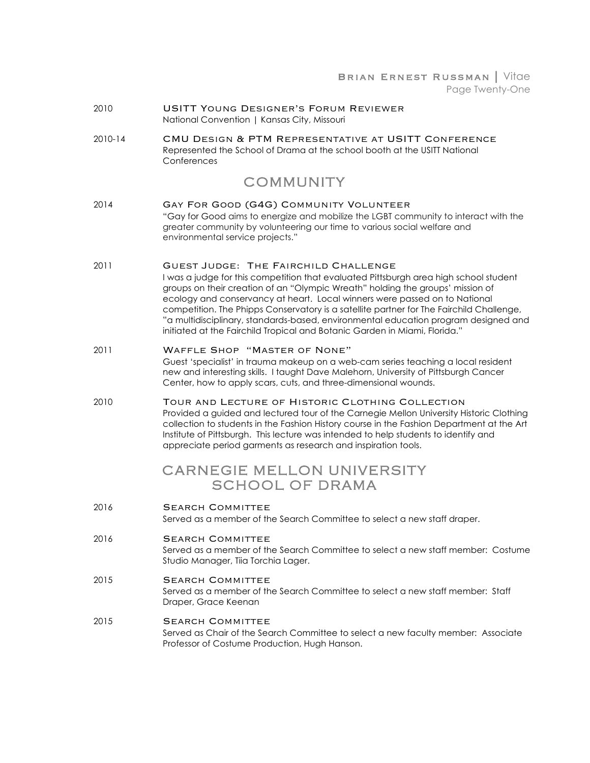2010 **USITT Young Designer's Forum Reviewer**
National Convention | Kansas City, Missouri

2010-14 **CMU Design & PTM Representative at USITT Conference**
Represented the School of Drama at the school booth at the USITT National Conferences

## COMMUNITY

2014 **Gay For Good (G4G) Community Volunteer**
"Gay for Good aims to energize and mobilize the LGBT community to interact with the greater community by volunteering our time to various social welfare and environmental service projects."

2011 **Guest Judge: The Fairchild Challenge**
I was a judge for this competition that evaluated Pittsburgh area high school student groups on their creation of an "Olympic Wreath" holding the groups' mission of ecology and conservancy at heart. Local winners were passed on to National competition. The Phipps Conservatory is a satellite partner for The Fairchild Challenge, "a multidisciplinary, standards-based, environmental education program designed and initiated at the Fairchild Tropical and Botanic Garden in Miami, Florida."

2011 **Waffle Shop "Master of None"**
Guest 'specialist' in trauma makeup on a web-cam series teaching a local resident new and interesting skills. I taught Dave Malehorn, University of Pittsburgh Cancer Center, how to apply scars, cuts, and three-dimensional wounds.

2010 **Tour and Lecture of Historic Clothing Collection**
Provided a guided and lectured tour of the Carnegie Mellon University Historic Clothing collection to students in the Fashion History course in the Fashion Department at the Art Institute of Pittsburgh. This lecture was intended to help students to identify and appreciate period garments as research and inspiration tools.

## CARNEGIE MELLON UNIVERSITY SCHOOL OF DRAMA

2016 **Search Committee**
Served as a member of the Search Committee to select a new staff draper.

2016 **Search Committee**
Served as a member of the Search Committee to select a new staff member: Costume Studio Manager, Tiia Torchia Lager.

2015 **Search Committee**
Served as a member of the Search Committee to select a new staff member: Staff Draper, Grace Keenan

2015 **Search Committee**
Served as Chair of the Search Committee to select a new faculty member: Associate Professor of Costume Production, Hugh Hanson.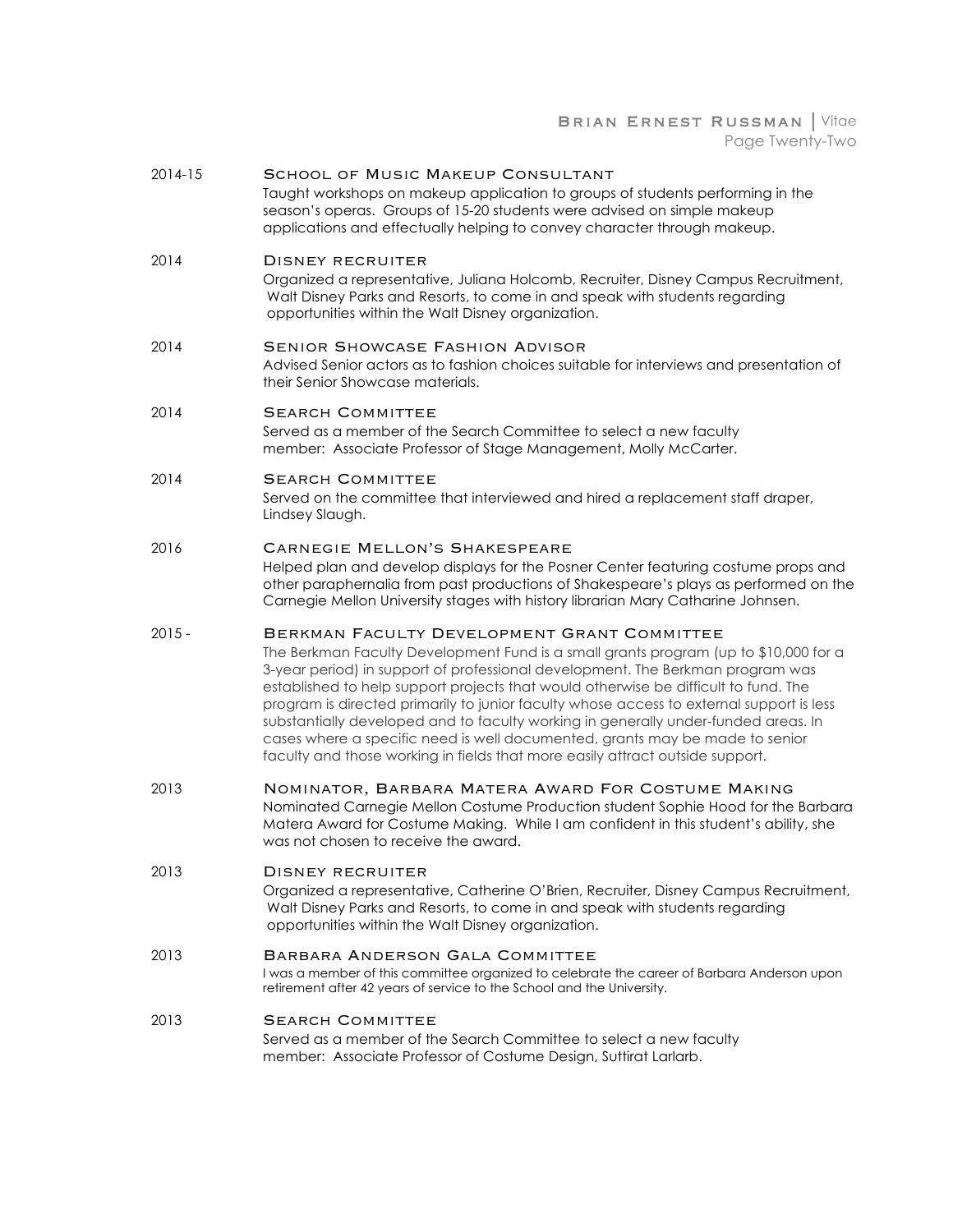2014-15 **School of Music Makeup Consultant**
Taught workshops on makeup application to groups of students performing in the season's operas. Groups of 15-20 students were advised on simple makeup applications and effectually helping to convey character through makeup.

2014 **Disney recruiter**
Organized a representative, Juliana Holcomb, Recruiter, Disney Campus Recruitment, Walt Disney Parks and Resorts, to come in and speak with students regarding opportunities within the Walt Disney organization.

2014 **Senior Showcase Fashion Advisor**
Advised Senior actors as to fashion choices suitable for interviews and presentation of their Senior Showcase materials.

2014 **Search Committee**
Served as a member of the Search Committee to select a new faculty member: Associate Professor of Stage Management, Molly McCarter.

2014 **Search Committee**
Served on the committee that interviewed and hired a replacement staff draper, Lindsey Slaugh.

2016 **Carnegie Mellon's Shakespeare**
Helped plan and develop displays for the Posner Center featuring costume props and other paraphernalia from past productions of Shakespeare's plays as performed on the Carnegie Mellon University stages with history librarian Mary Catharine Johnsen.

2015 - **Berkman Faculty Development Grant Committee**
The Berkman Faculty Development Fund is a small grants program (up to $10,000 for a 3-year period) in support of professional development. The Berkman program was established to help support projects that would otherwise be difficult to fund. The program is directed primarily to junior faculty whose access to external support is less substantially developed and to faculty working in generally under-funded areas. In cases where a specific need is well documented, grants may be made to senior faculty and those working in fields that more easily attract outside support.

2013 **Nominator, Barbara Matera Award For Costume Making**
Nominated Carnegie Mellon Costume Production student Sophie Hood for the Barbara Matera Award for Costume Making. While I am confident in this student's ability, she was not chosen to receive the award.

2013 **Disney recruiter**
Organized a representative, Catherine O'Brien, Recruiter, Disney Campus Recruitment, Walt Disney Parks and Resorts, to come in and speak with students regarding opportunities within the Walt Disney organization.

2013 **Barbara Anderson Gala Committee**
I was a member of this committee organized to celebrate the career of Barbara Anderson upon retirement after 42 years of service to the School and the University.

2013 **Search Committee**
Served as a member of the Search Committee to select a new faculty member: Associate Professor of Costume Design, Suttirat Larlarb.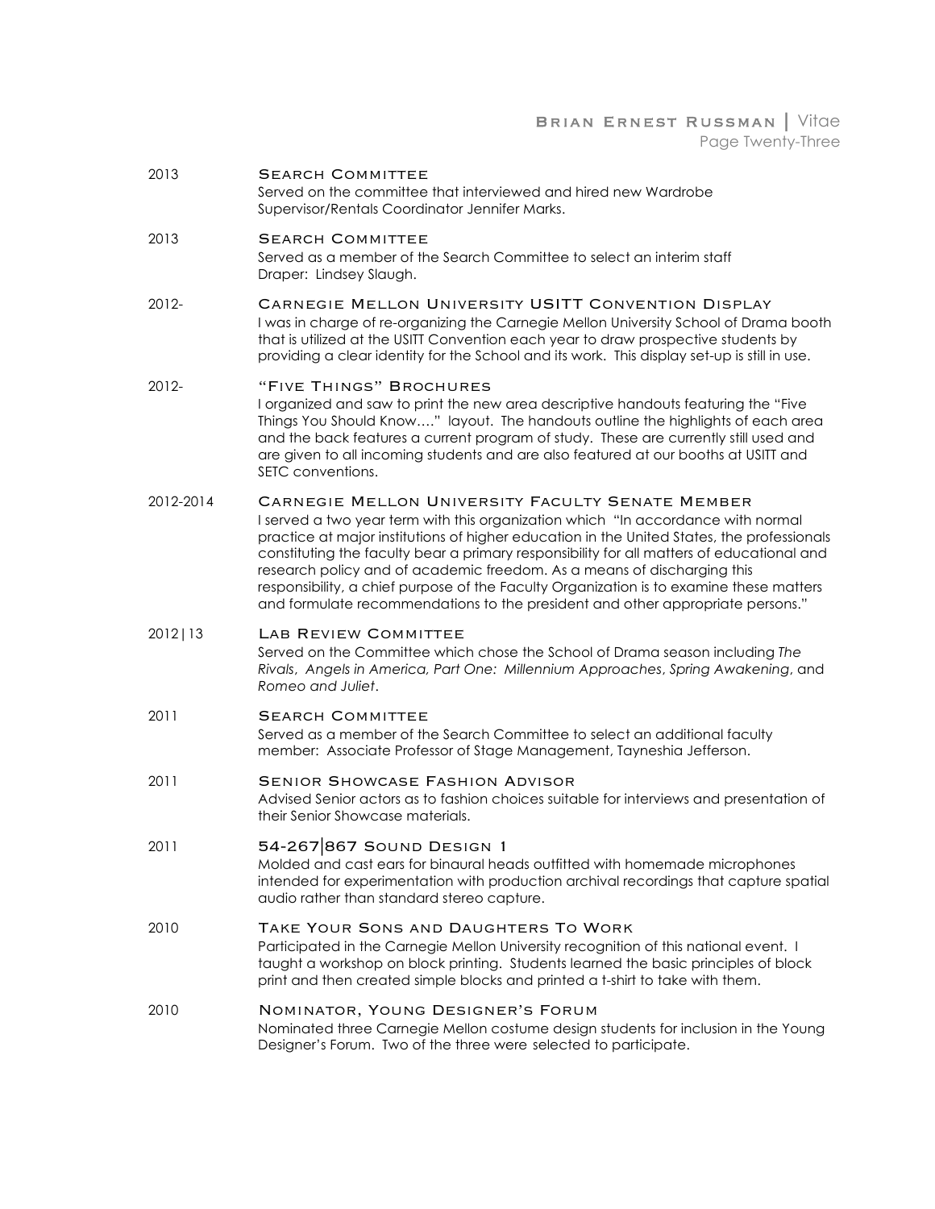2013 **SEARCH COMMITTEE**
Served on the committee that interviewed and hired new Wardrobe Supervisor/Rentals Coordinator Jennifer Marks.

2013 **SEARCH COMMITTEE**
Served as a member of the Search Committee to select an interim staff Draper: Lindsey Slaugh.

2012- **CARNEGIE MELLON UNIVERSITY USITT CONVENTION DISPLAY**
I was in charge of re-organizing the Carnegie Mellon University School of Drama booth that is utilized at the USITT Convention each year to draw prospective students by providing a clear identity for the School and its work. This display set-up is still in use.

2012- **"FIVE THINGS" BROCHURES**
I organized and saw to print the new area descriptive handouts featuring the "Five Things You Should Know…." layout. The handouts outline the highlights of each area and the back features a current program of study. These are currently still used and are given to all incoming students and are also featured at our booths at USITT and SETC conventions.

2012-2014 **CARNEGIE MELLON UNIVERSITY FACULTY SENATE MEMBER**
I served a two year term with this organization which "In accordance with normal practice at major institutions of higher education in the United States, the professionals constituting the faculty bear a primary responsibility for all matters of educational and research policy and of academic freedom. As a means of discharging this responsibility, a chief purpose of the Faculty Organization is to examine these matters and formulate recommendations to the president and other appropriate persons."

2012|13 **LAB REVIEW COMMITTEE**
Served on the Committee which chose the School of Drama season including *The Rivals*, *Angels in America, Part One: Millennium Approaches*, *Spring Awakening*, and *Romeo and Juliet*.

2011 **SEARCH COMMITTEE**
Served as a member of the Search Committee to select an additional faculty member: Associate Professor of Stage Management, Tayneshia Jefferson.

2011 **SENIOR SHOWCASE FASHION ADVISOR**
Advised Senior actors as to fashion choices suitable for interviews and presentation of their Senior Showcase materials.

2011 **54-267|867 SOUND DESIGN 1**
Molded and cast ears for binaural heads outfitted with homemade microphones intended for experimentation with production archival recordings that capture spatial audio rather than standard stereo capture.

2010 **TAKE YOUR SONS AND DAUGHTERS TO WORK**
Participated in the Carnegie Mellon University recognition of this national event. I taught a workshop on block printing. Students learned the basic principles of block print and then created simple blocks and printed a t-shirt to take with them.

2010 **NOMINATOR, YOUNG DESIGNER'S FORUM**
Nominated three Carnegie Mellon costume design students for inclusion in the Young Designer's Forum. Two of the three were selected to participate.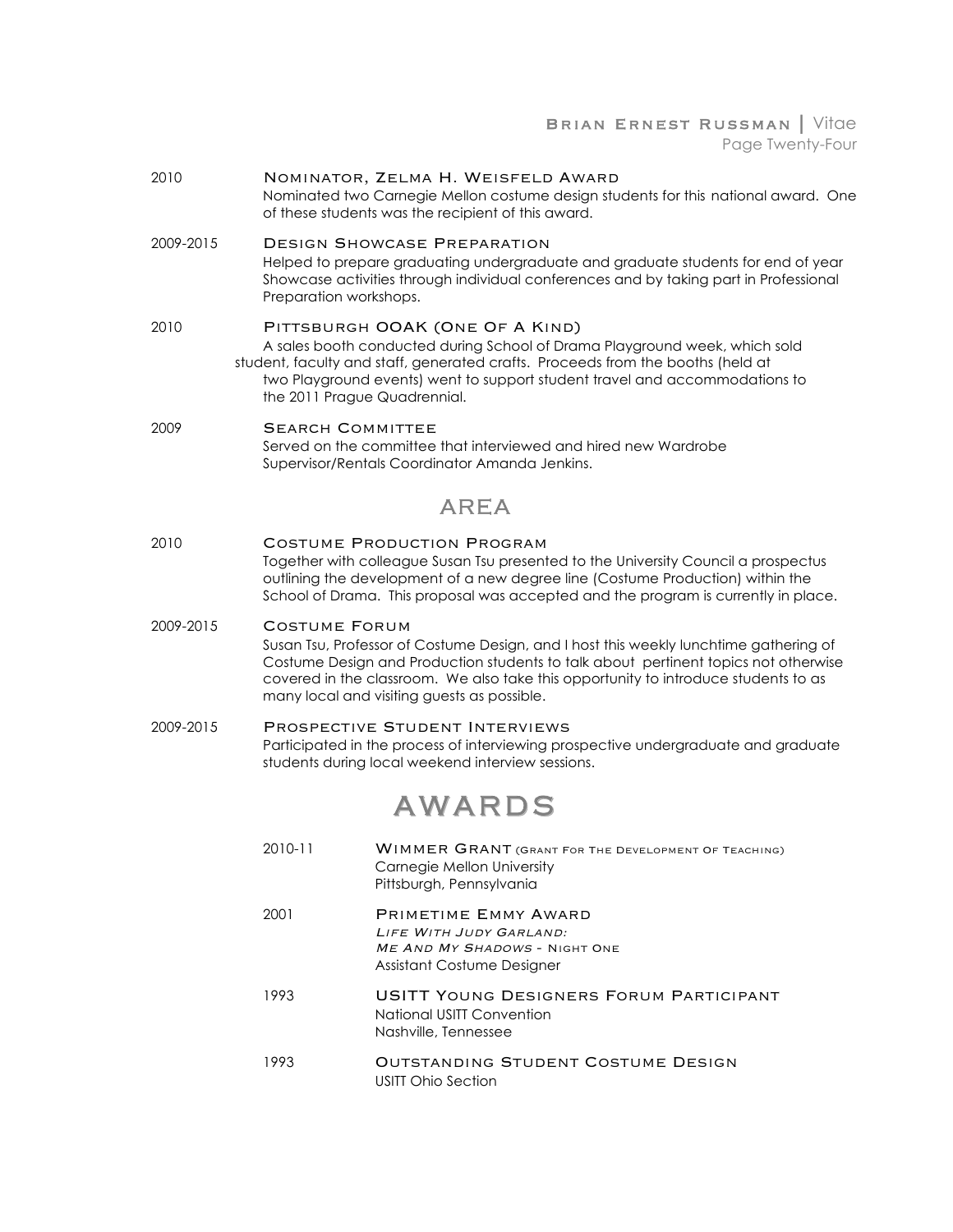**2010** — **Nominator, Zelma H. Weisfeld Award**
Nominated two Carnegie Mellon costume design students for this national award. One of these students was the recipient of this award.

**2009-2015** — **Design Showcase Preparation**
Helped to prepare graduating undergraduate and graduate students for end of year Showcase activities through individual conferences and by taking part in Professional Preparation workshops.

**2010** — **Pittsburgh OOAK (One Of A Kind)**
A sales booth conducted during School of Drama Playground week, which sold student, faculty and staff, generated crafts. Proceeds from the booths (held at two Playground events) went to support student travel and accommodations to the 2011 Prague Quadrennial.

**2009** — **Search Committee**
Served on the committee that interviewed and hired new Wardrobe Supervisor/Rentals Coordinator Amanda Jenkins.

## AREA

**2010** — **Costume Production Program**
Together with colleague Susan Tsu presented to the University Council a prospectus outlining the development of a new degree line (Costume Production) within the School of Drama. This proposal was accepted and the program is currently in place.

**2009-2015** — **Costume Forum**
Susan Tsu, Professor of Costume Design, and I host this weekly lunchtime gathering of Costume Design and Production students to talk about pertinent topics not otherwise covered in the classroom. We also take this opportunity to introduce students to as many local and visiting guests as possible.

**2009-2015** — **Prospective Student Interviews**
Participated in the process of interviewing prospective undergraduate and graduate students during local weekend interview sessions.

## AWARDS

**2010-11** — **Wimmer Grant** (Grant For The Development Of Teaching)
Carnegie Mellon University
Pittsburgh, Pennsylvania

**2001** — **Primetime Emmy Award**
*Life With Judy Garland: Me And My Shadows* - Night One
Assistant Costume Designer

**1993** — **USITT Young Designers Forum Participant**
National USITT Convention
Nashville, Tennessee

**1993** — **Outstanding Student Costume Design**
USITT Ohio Section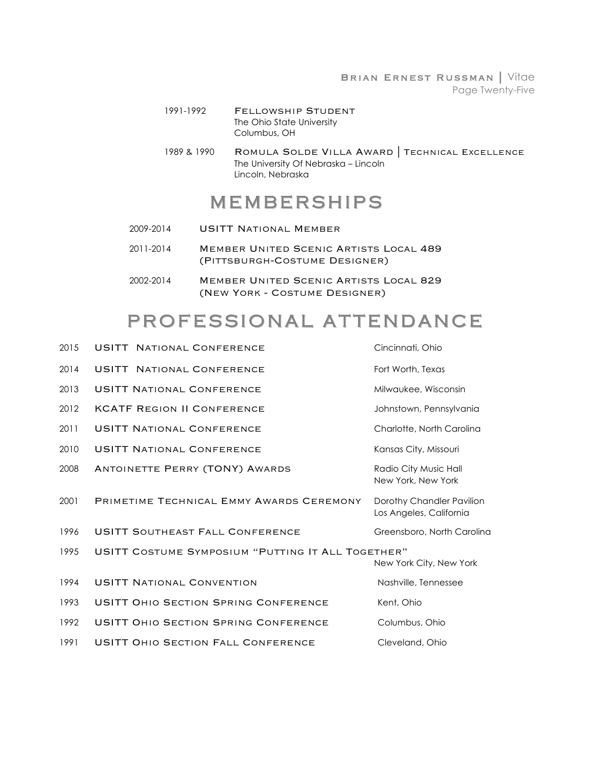1991-1992 **Fellowship Student**
The Ohio State University
Columbus, OH

1989 & 1990 **Romula Solde Villa Award | Technical Excellence**
The University Of Nebraska – Lincoln
Lincoln, Nebraska

## MEMBERSHIPS

2009-2014 **USITT National Member**

2011-2014 **Member United Scenic Artists Local 489 (Pittsburgh-Costume Designer)**

2002-2014 **Member United Scenic Artists Local 829 (New York - Costume Designer)**

## PROFESSIONAL ATTENDANCE

| | | |
|---|---|---|
| 2015 | USITT National Conference | Cincinnati, Ohio |
| 2014 | USITT National Conference | Fort Worth, Texas |
| 2013 | USITT National Conference | Milwaukee, Wisconsin |
| 2012 | KCATF Region II Conference | Johnstown, Pennsylvania |
| 2011 | USITT National Conference | Charlotte, North Carolina |
| 2010 | USITT National Conference | Kansas City, Missouri |
| 2008 | Antoinette Perry (TONY) Awards | Radio City Music Hall<br>New York, New York |
| 2001 | Primetime Technical Emmy Awards Ceremony | Dorothy Chandler Pavilion<br>Los Angeles, California |
| 1996 | USITT Southeast Fall Conference | Greensboro, North Carolina |
| 1995 | USITT Costume Symposium "Putting It All Together" | New York City, New York |
| 1994 | USITT National Convention | Nashville, Tennessee |
| 1993 | USITT Ohio Section Spring Conference | Kent, Ohio |
| 1992 | USITT Ohio Section Spring Conference | Columbus, Ohio |
| 1991 | USITT Ohio Section Fall Conference | Cleveland, Ohio |